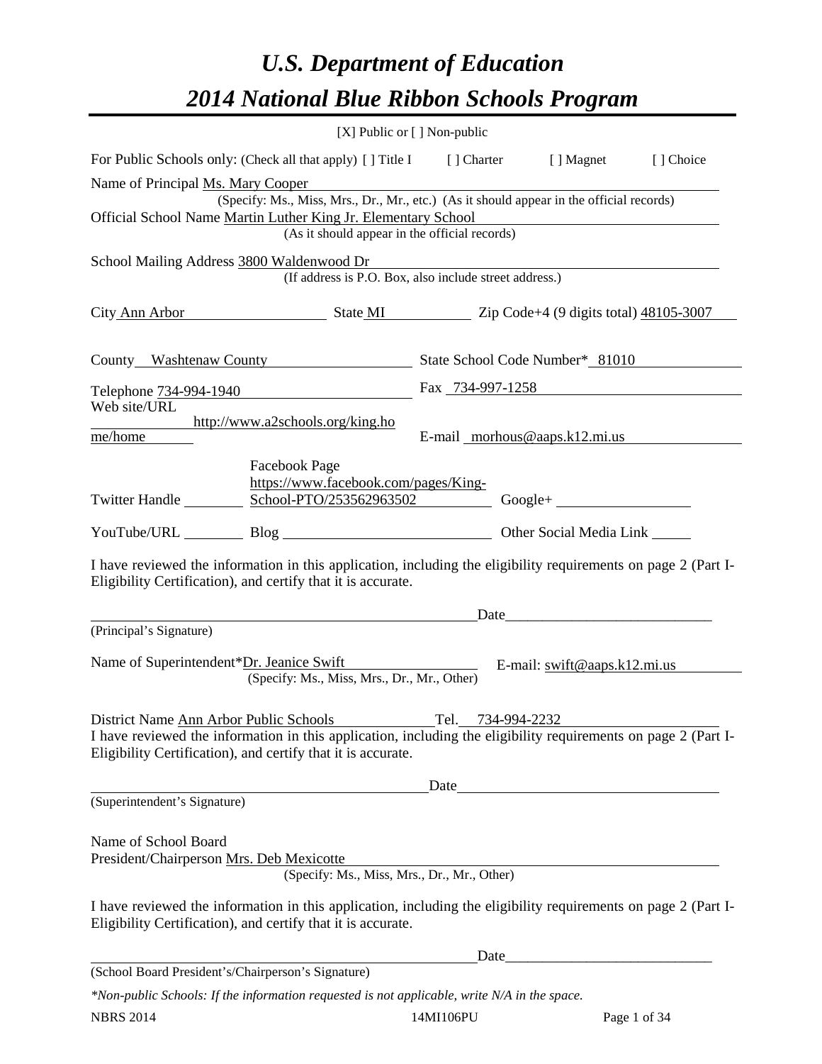# *U.S. Department of Education*

# *2014 National Blue Ribbon Schools Program*

[X] Public or [ ] Non-public

For Public Schools only: (Check all that apply) [ ] Title I [ ] Charter [ ] Magnet [ ] Choice

Name of Principal Ms. Mary Cooper
(Specify: Ms., Miss, Mrs., Dr., Mr., etc.) (As it should appear in the official records)

Official School Name Martin Luther King Jr. Elementary School
(As it should appear in the official records)

School Mailing Address 3800 Waldenwood Dr
(If address is P.O. Box, also include street address.)

City Ann Arbor State MI Zip Code+4 (9 digits total) 48105-3007

County Washtenaw County State School Code Number* 81010

Telephone 734-994-1940 Fax 734-997-1258

Web site/URL http://www.a2schools.org/king.home/home E-mail morhous@aaps.k12.mi.us

Twitter Handle ________ Facebook Page https://www.facebook.com/pages/King-School-PTO/253562963502 Google+ ________

YouTube/URL ________ Blog ________ Other Social Media Link ________

I have reviewed the information in this application, including the eligibility requirements on page 2 (Part I-Eligibility Certification), and certify that it is accurate.

________________________________________ Date________________________
(Principal's Signature)

Name of Superintendent*Dr. Jeanice Swift E-mail: swift@aaps.k12.mi.us
(Specify: Ms., Miss, Mrs., Dr., Mr., Other)

District Name Ann Arbor Public Schools Tel. 734-994-2232

I have reviewed the information in this application, including the eligibility requirements on page 2 (Part I-Eligibility Certification), and certify that it is accurate.

________________________________________ Date________________________
(Superintendent's Signature)

Name of School Board
President/Chairperson Mrs. Deb Mexicotte
(Specify: Ms., Miss, Mrs., Dr., Mr., Other)

I have reviewed the information in this application, including the eligibility requirements on page 2 (Part I-Eligibility Certification), and certify that it is accurate.

________________________________________ Date________________________
(School Board President's/Chairperson's Signature)

*\*Non-public Schools: If the information requested is not applicable, write N/A in the space.*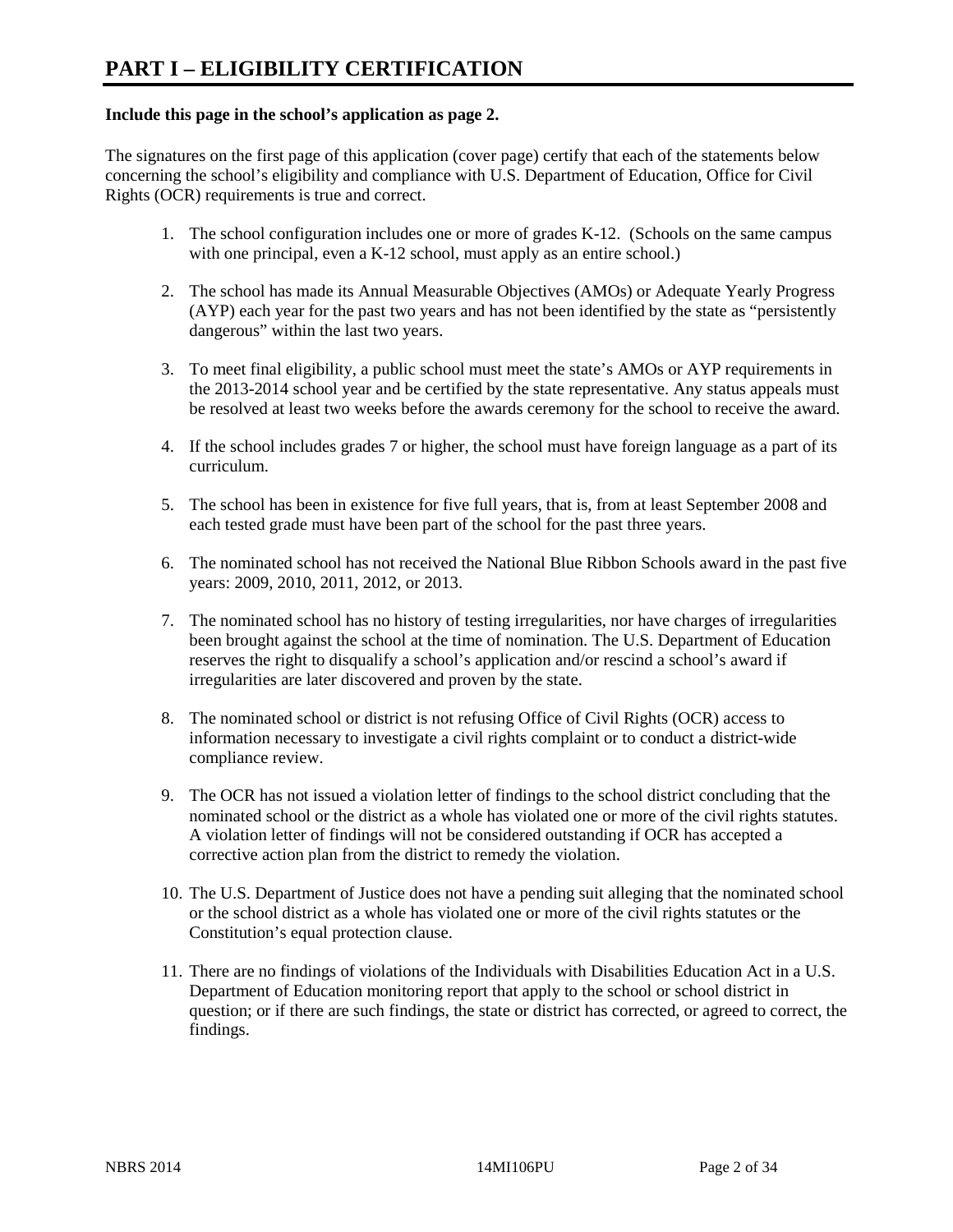# PART I – ELIGIBILITY CERTIFICATION

**Include this page in the school's application as page 2.**

The signatures on the first page of this application (cover page) certify that each of the statements below concerning the school's eligibility and compliance with U.S. Department of Education, Office for Civil Rights (OCR) requirements is true and correct.

1. The school configuration includes one or more of grades K-12. (Schools on the same campus with one principal, even a K-12 school, must apply as an entire school.)

2. The school has made its Annual Measurable Objectives (AMOs) or Adequate Yearly Progress (AYP) each year for the past two years and has not been identified by the state as "persistently dangerous" within the last two years.

3. To meet final eligibility, a public school must meet the state's AMOs or AYP requirements in the 2013-2014 school year and be certified by the state representative. Any status appeals must be resolved at least two weeks before the awards ceremony for the school to receive the award.

4. If the school includes grades 7 or higher, the school must have foreign language as a part of its curriculum.

5. The school has been in existence for five full years, that is, from at least September 2008 and each tested grade must have been part of the school for the past three years.

6. The nominated school has not received the National Blue Ribbon Schools award in the past five years: 2009, 2010, 2011, 2012, or 2013.

7. The nominated school has no history of testing irregularities, nor have charges of irregularities been brought against the school at the time of nomination. The U.S. Department of Education reserves the right to disqualify a school's application and/or rescind a school's award if irregularities are later discovered and proven by the state.

8. The nominated school or district is not refusing Office of Civil Rights (OCR) access to information necessary to investigate a civil rights complaint or to conduct a district-wide compliance review.

9. The OCR has not issued a violation letter of findings to the school district concluding that the nominated school or the district as a whole has violated one or more of the civil rights statutes. A violation letter of findings will not be considered outstanding if OCR has accepted a corrective action plan from the district to remedy the violation.

10. The U.S. Department of Justice does not have a pending suit alleging that the nominated school or the school district as a whole has violated one or more of the civil rights statutes or the Constitution's equal protection clause.

11. There are no findings of violations of the Individuals with Disabilities Education Act in a U.S. Department of Education monitoring report that apply to the school or school district in question; or if there are such findings, the state or district has corrected, or agreed to correct, the findings.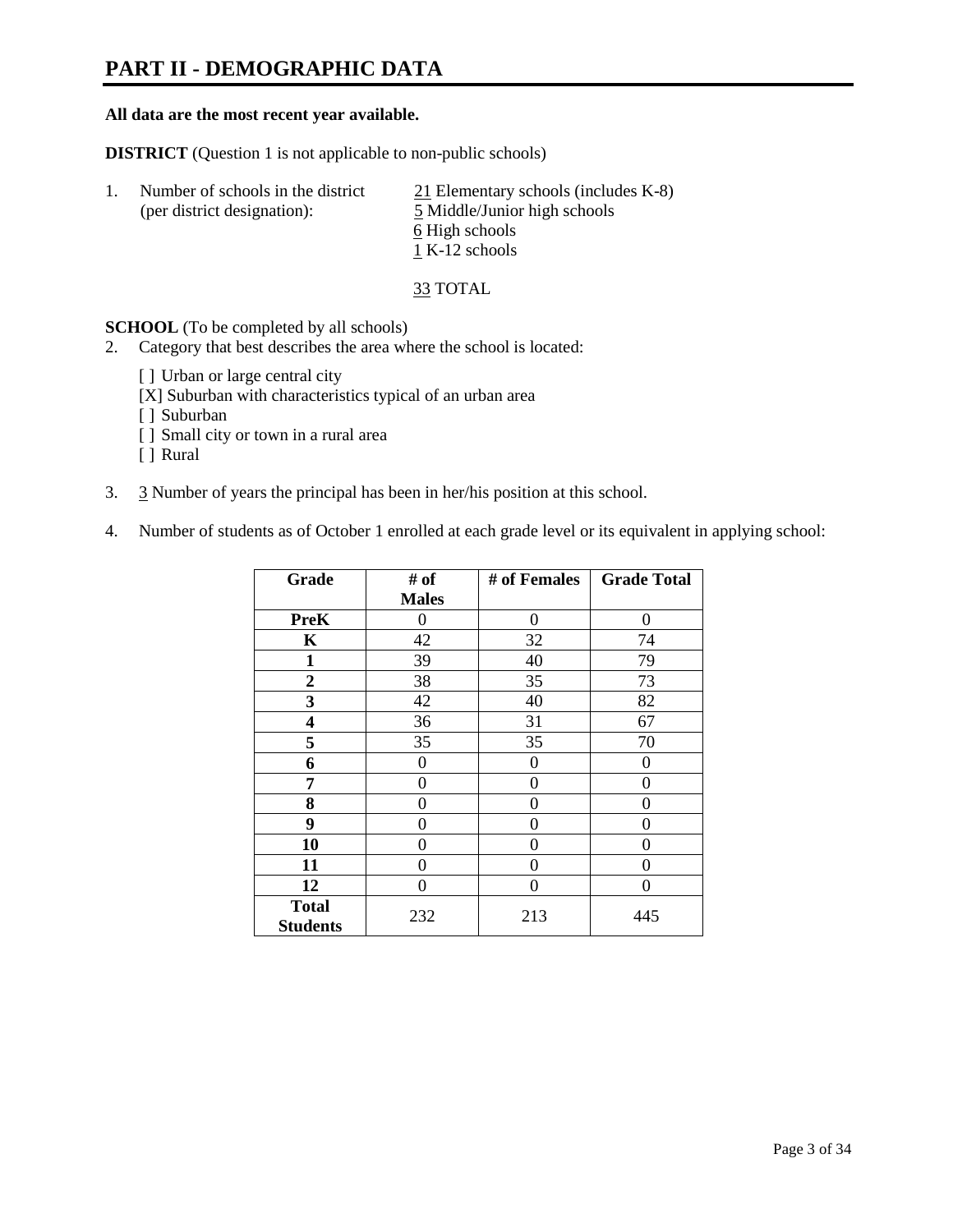# PART II - DEMOGRAPHIC DATA

**All data are the most recent year available.**

**DISTRICT** (Question 1 is not applicable to non-public schools)

1. Number of schools in the district (per district designation):
   21 Elementary schools (includes K-8)
   5 Middle/Junior high schools
   6 High schools
   1 K-12 schools

   33 TOTAL

**SCHOOL** (To be completed by all schools)

2. Category that best describes the area where the school is located:

   [ ] Urban or large central city
   [X] Suburban with characteristics typical of an urban area
   [ ] Suburban
   [ ] Small city or town in a rural area
   [ ] Rural

3. 3 Number of years the principal has been in her/his position at this school.

4. Number of students as of October 1 enrolled at each grade level or its equivalent in applying school:

| Grade | # of Males | # of Females | Grade Total |
|---|---|---|---|
| **PreK** | 0 | 0 | 0 |
| **K** | 42 | 32 | 74 |
| **1** | 39 | 40 | 79 |
| **2** | 38 | 35 | 73 |
| **3** | 42 | 40 | 82 |
| **4** | 36 | 31 | 67 |
| **5** | 35 | 35 | 70 |
| **6** | 0 | 0 | 0 |
| **7** | 0 | 0 | 0 |
| **8** | 0 | 0 | 0 |
| **9** | 0 | 0 | 0 |
| **10** | 0 | 0 | 0 |
| **11** | 0 | 0 | 0 |
| **12** | 0 | 0 | 0 |
| **Total Students** | 232 | 213 | 445 |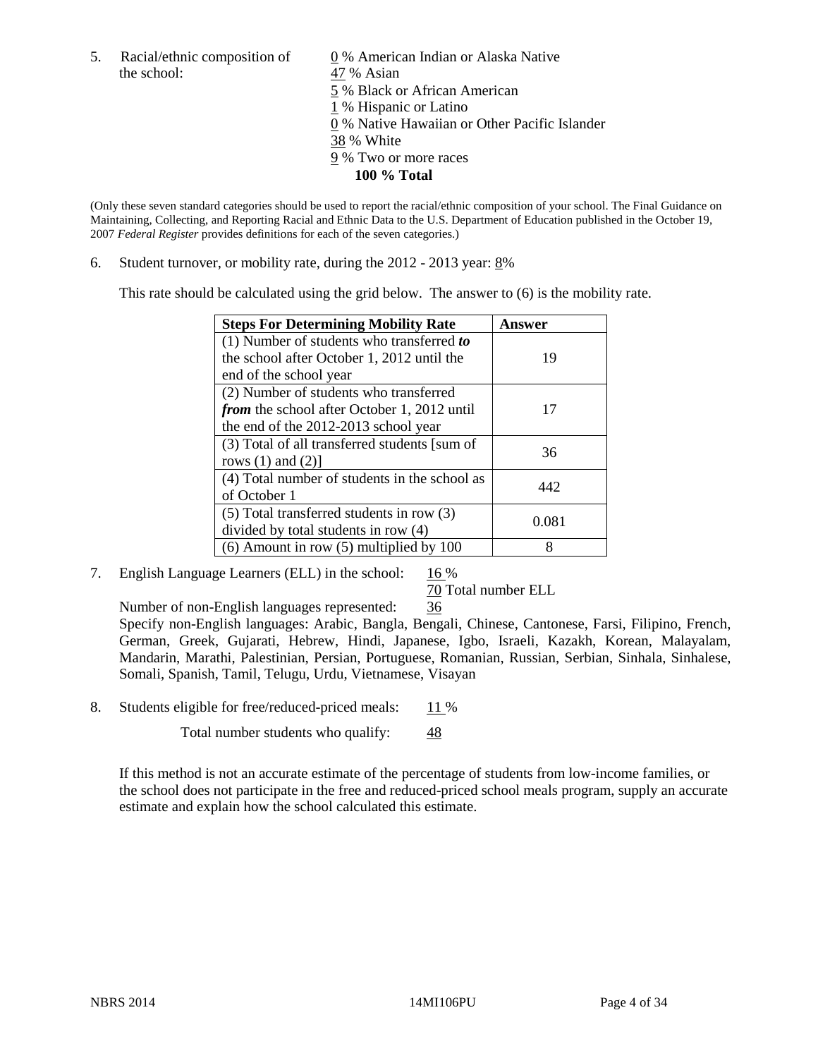5. Racial/ethnic composition of the school:

0 % American Indian or Alaska Native
47 % Asian
5 % Black or African American
1 % Hispanic or Latino
0 % Native Hawaiian or Other Pacific Islander
38 % White
9 % Two or more races
**100 % Total**

(Only these seven standard categories should be used to report the racial/ethnic composition of your school. The Final Guidance on Maintaining, Collecting, and Reporting Racial and Ethnic Data to the U.S. Department of Education published in the October 19, 2007 *Federal Register* provides definitions for each of the seven categories.)

6. Student turnover, or mobility rate, during the 2012 - 2013 year: 8%

This rate should be calculated using the grid below. The answer to (6) is the mobility rate.

| **Steps For Determining Mobility Rate** | **Answer** |
|---|---|
| (1) Number of students who transferred ***to*** the school after October 1, 2012 until the end of the school year | 19 |
| (2) Number of students who transferred ***from*** the school after October 1, 2012 until the end of the 2012-2013 school year | 17 |
| (3) Total of all transferred students [sum of rows (1) and (2)] | 36 |
| (4) Total number of students in the school as of October 1 | 442 |
| (5) Total transferred students in row (3) divided by total students in row (4) | 0.081 |
| (6) Amount in row (5) multiplied by 100 | 8 |

7. English Language Learners (ELL) in the school: 16 %

70 Total number ELL

Number of non-English languages represented: 36

Specify non-English languages: Arabic, Bangla, Bengali, Chinese, Cantonese, Farsi, Filipino, French, German, Greek, Gujarati, Hebrew, Hindi, Japanese, Igbo, Israeli, Kazakh, Korean, Malayalam, Mandarin, Marathi, Palestinian, Persian, Portuguese, Romanian, Russian, Serbian, Sinhala, Sinhalese, Somali, Spanish, Tamil, Telugu, Urdu, Vietnamese, Visayan

8. Students eligible for free/reduced-priced meals: 11 %

Total number students who qualify: 48

If this method is not an accurate estimate of the percentage of students from low-income families, or the school does not participate in the free and reduced-priced school meals program, supply an accurate estimate and explain how the school calculated this estimate.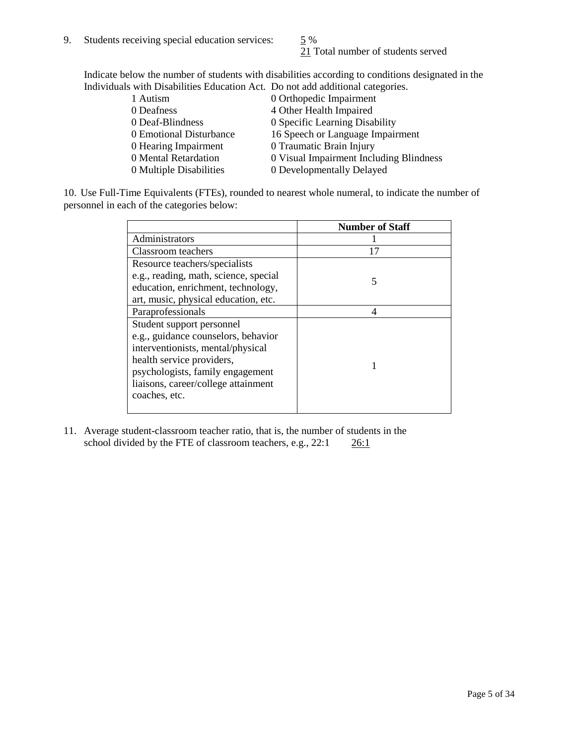9. Students receiving special education services: 5 %
   21 Total number of students served

Indicate below the number of students with disabilities according to conditions designated in the Individuals with Disabilities Education Act. Do not add additional categories.

| | |
|---|---|
| 1 Autism | 0 Orthopedic Impairment |
| 0 Deafness | 4 Other Health Impaired |
| 0 Deaf-Blindness | 0 Specific Learning Disability |
| 0 Emotional Disturbance | 16 Speech or Language Impairment |
| 0 Hearing Impairment | 0 Traumatic Brain Injury |
| 0 Mental Retardation | 0 Visual Impairment Including Blindness |
| 0 Multiple Disabilities | 0 Developmentally Delayed |

10. Use Full-Time Equivalents (FTEs), rounded to nearest whole numeral, to indicate the number of personnel in each of the categories below:

| | Number of Staff |
|---|---|
| Administrators | 1 |
| Classroom teachers | 17 |
| Resource teachers/specialists e.g., reading, math, science, special education, enrichment, technology, art, music, physical education, etc. | 5 |
| Paraprofessionals | 4 |
| Student support personnel e.g., guidance counselors, behavior interventionists, mental/physical health service providers, psychologists, family engagement liaisons, career/college attainment coaches, etc. | 1 |

11. Average student-classroom teacher ratio, that is, the number of students in the school divided by the FTE of classroom teachers, e.g., 22:1 26:1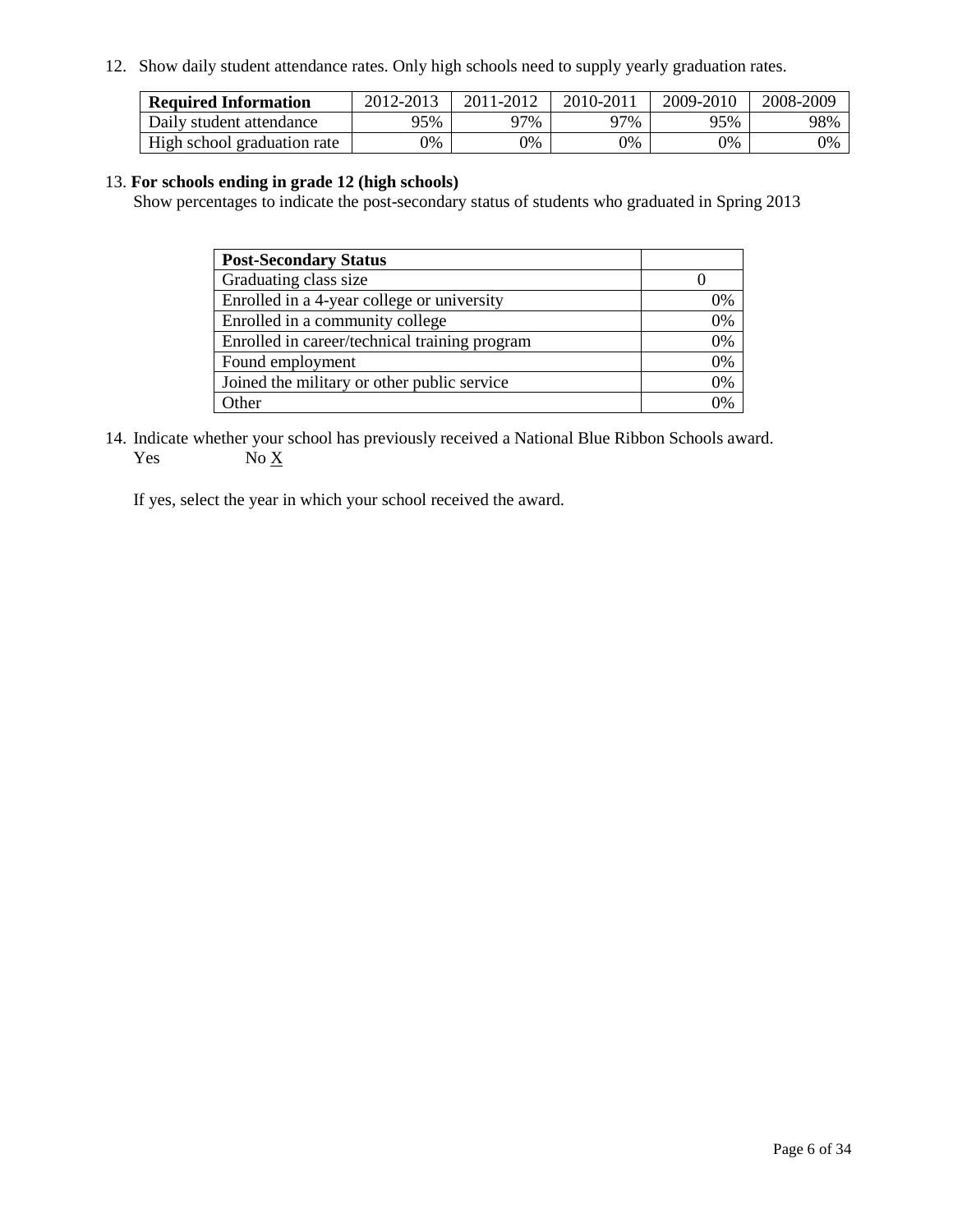12. Show daily student attendance rates. Only high schools need to supply yearly graduation rates.

| **Required Information** | 2012-2013 | 2011-2012 | 2010-2011 | 2009-2010 | 2008-2009 |
|---|---|---|---|---|---|
| Daily student attendance | 95% | 97% | 97% | 95% | 98% |
| High school graduation rate | 0% | 0% | 0% | 0% | 0% |

13. **For schools ending in grade 12 (high schools)**

Show percentages to indicate the post-secondary status of students who graduated in Spring 2013

| **Post-Secondary Status** | |
|---|---|
| Graduating class size | 0 |
| Enrolled in a 4-year college or university | 0% |
| Enrolled in a community college | 0% |
| Enrolled in career/technical training program | 0% |
| Found employment | 0% |
| Joined the military or other public service | 0% |
| Other | 0% |

14. Indicate whether your school has previously received a National Blue Ribbon Schools award.

Yes No X

If yes, select the year in which your school received the award.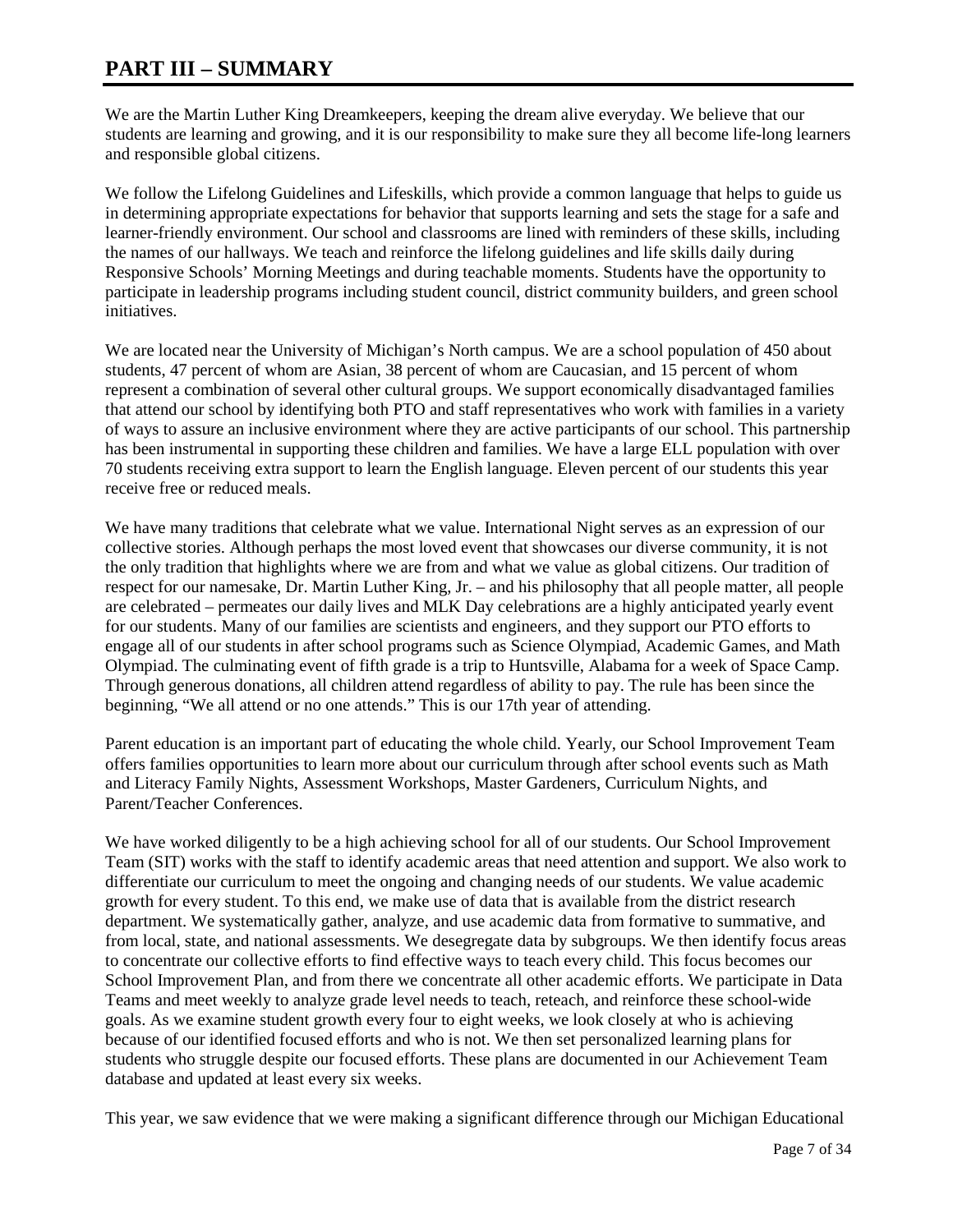# PART III – SUMMARY

We are the Martin Luther King Dreamkeepers, keeping the dream alive everyday. We believe that our students are learning and growing, and it is our responsibility to make sure they all become life-long learners and responsible global citizens.

We follow the Lifelong Guidelines and Lifeskills, which provide a common language that helps to guide us in determining appropriate expectations for behavior that supports learning and sets the stage for a safe and learner-friendly environment. Our school and classrooms are lined with reminders of these skills, including the names of our hallways. We teach and reinforce the lifelong guidelines and life skills daily during Responsive Schools' Morning Meetings and during teachable moments. Students have the opportunity to participate in leadership programs including student council, district community builders, and green school initiatives.

We are located near the University of Michigan's North campus. We are a school population of 450 about students, 47 percent of whom are Asian, 38 percent of whom are Caucasian, and 15 percent of whom represent a combination of several other cultural groups. We support economically disadvantaged families that attend our school by identifying both PTO and staff representatives who work with families in a variety of ways to assure an inclusive environment where they are active participants of our school. This partnership has been instrumental in supporting these children and families. We have a large ELL population with over 70 students receiving extra support to learn the English language. Eleven percent of our students this year receive free or reduced meals.

We have many traditions that celebrate what we value. International Night serves as an expression of our collective stories. Although perhaps the most loved event that showcases our diverse community, it is not the only tradition that highlights where we are from and what we value as global citizens. Our tradition of respect for our namesake, Dr. Martin Luther King, Jr. – and his philosophy that all people matter, all people are celebrated – permeates our daily lives and MLK Day celebrations are a highly anticipated yearly event for our students. Many of our families are scientists and engineers, and they support our PTO efforts to engage all of our students in after school programs such as Science Olympiad, Academic Games, and Math Olympiad. The culminating event of fifth grade is a trip to Huntsville, Alabama for a week of Space Camp. Through generous donations, all children attend regardless of ability to pay. The rule has been since the beginning, "We all attend or no one attends." This is our 17th year of attending.

Parent education is an important part of educating the whole child. Yearly, our School Improvement Team offers families opportunities to learn more about our curriculum through after school events such as Math and Literacy Family Nights, Assessment Workshops, Master Gardeners, Curriculum Nights, and Parent/Teacher Conferences.

We have worked diligently to be a high achieving school for all of our students. Our School Improvement Team (SIT) works with the staff to identify academic areas that need attention and support. We also work to differentiate our curriculum to meet the ongoing and changing needs of our students. We value academic growth for every student. To this end, we make use of data that is available from the district research department. We systematically gather, analyze, and use academic data from formative to summative, and from local, state, and national assessments. We desegregate data by subgroups. We then identify focus areas to concentrate our collective efforts to find effective ways to teach every child. This focus becomes our School Improvement Plan, and from there we concentrate all other academic efforts. We participate in Data Teams and meet weekly to analyze grade level needs to teach, reteach, and reinforce these school-wide goals. As we examine student growth every four to eight weeks, we look closely at who is achieving because of our identified focused efforts and who is not. We then set personalized learning plans for students who struggle despite our focused efforts. These plans are documented in our Achievement Team database and updated at least every six weeks.

This year, we saw evidence that we were making a significant difference through our Michigan Educational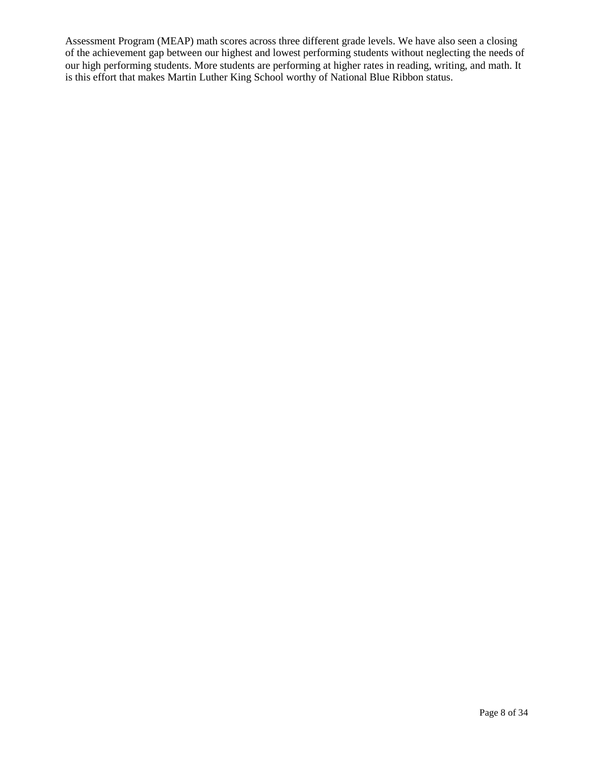Assessment Program (MEAP) math scores across three different grade levels. We have also seen a closing of the achievement gap between our highest and lowest performing students without neglecting the needs of our high performing students. More students are performing at higher rates in reading, writing, and math. It is this effort that makes Martin Luther King School worthy of National Blue Ribbon status.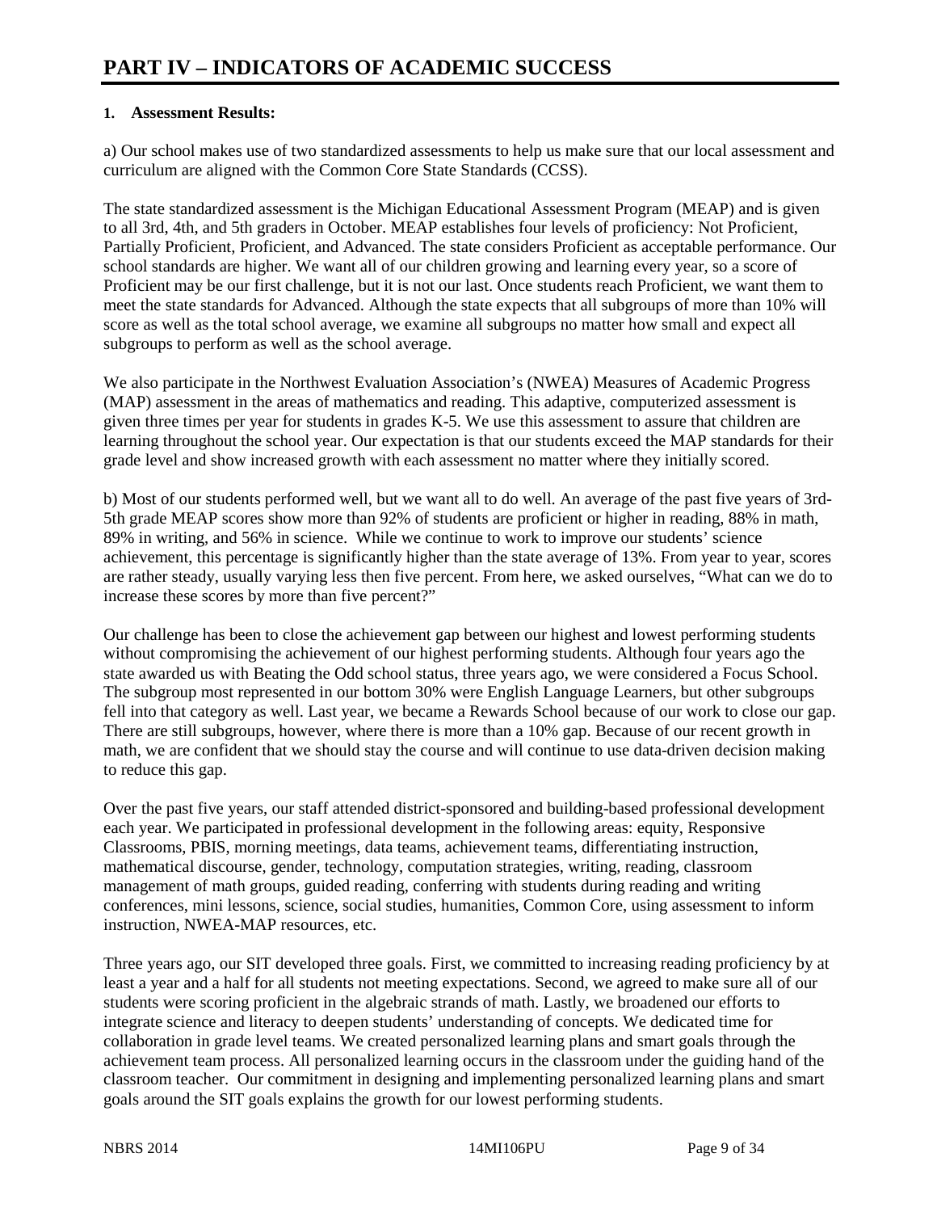# PART IV – INDICATORS OF ACADEMIC SUCCESS

**1. Assessment Results:**

a) Our school makes use of two standardized assessments to help us make sure that our local assessment and curriculum are aligned with the Common Core State Standards (CCSS).

The state standardized assessment is the Michigan Educational Assessment Program (MEAP) and is given to all 3rd, 4th, and 5th graders in October. MEAP establishes four levels of proficiency: Not Proficient, Partially Proficient, Proficient, and Advanced. The state considers Proficient as acceptable performance. Our school standards are higher. We want all of our children growing and learning every year, so a score of Proficient may be our first challenge, but it is not our last. Once students reach Proficient, we want them to meet the state standards for Advanced. Although the state expects that all subgroups of more than 10% will score as well as the total school average, we examine all subgroups no matter how small and expect all subgroups to perform as well as the school average.

We also participate in the Northwest Evaluation Association's (NWEA) Measures of Academic Progress (MAP) assessment in the areas of mathematics and reading. This adaptive, computerized assessment is given three times per year for students in grades K-5. We use this assessment to assure that children are learning throughout the school year. Our expectation is that our students exceed the MAP standards for their grade level and show increased growth with each assessment no matter where they initially scored.

b) Most of our students performed well, but we want all to do well. An average of the past five years of 3rd-5th grade MEAP scores show more than 92% of students are proficient or higher in reading, 88% in math, 89% in writing, and 56% in science. While we continue to work to improve our students' science achievement, this percentage is significantly higher than the state average of 13%. From year to year, scores are rather steady, usually varying less then five percent. From here, we asked ourselves, "What can we do to increase these scores by more than five percent?"

Our challenge has been to close the achievement gap between our highest and lowest performing students without compromising the achievement of our highest performing students. Although four years ago the state awarded us with Beating the Odd school status, three years ago, we were considered a Focus School. The subgroup most represented in our bottom 30% were English Language Learners, but other subgroups fell into that category as well. Last year, we became a Rewards School because of our work to close our gap. There are still subgroups, however, where there is more than a 10% gap. Because of our recent growth in math, we are confident that we should stay the course and will continue to use data-driven decision making to reduce this gap.

Over the past five years, our staff attended district-sponsored and building-based professional development each year. We participated in professional development in the following areas: equity, Responsive Classrooms, PBIS, morning meetings, data teams, achievement teams, differentiating instruction, mathematical discourse, gender, technology, computation strategies, writing, reading, classroom management of math groups, guided reading, conferring with students during reading and writing conferences, mini lessons, science, social studies, humanities, Common Core, using assessment to inform instruction, NWEA-MAP resources, etc.

Three years ago, our SIT developed three goals. First, we committed to increasing reading proficiency by at least a year and a half for all students not meeting expectations. Second, we agreed to make sure all of our students were scoring proficient in the algebraic strands of math. Lastly, we broadened our efforts to integrate science and literacy to deepen students' understanding of concepts. We dedicated time for collaboration in grade level teams. We created personalized learning plans and smart goals through the achievement team process. All personalized learning occurs in the classroom under the guiding hand of the classroom teacher. Our commitment in designing and implementing personalized learning plans and smart goals around the SIT goals explains the growth for our lowest performing students.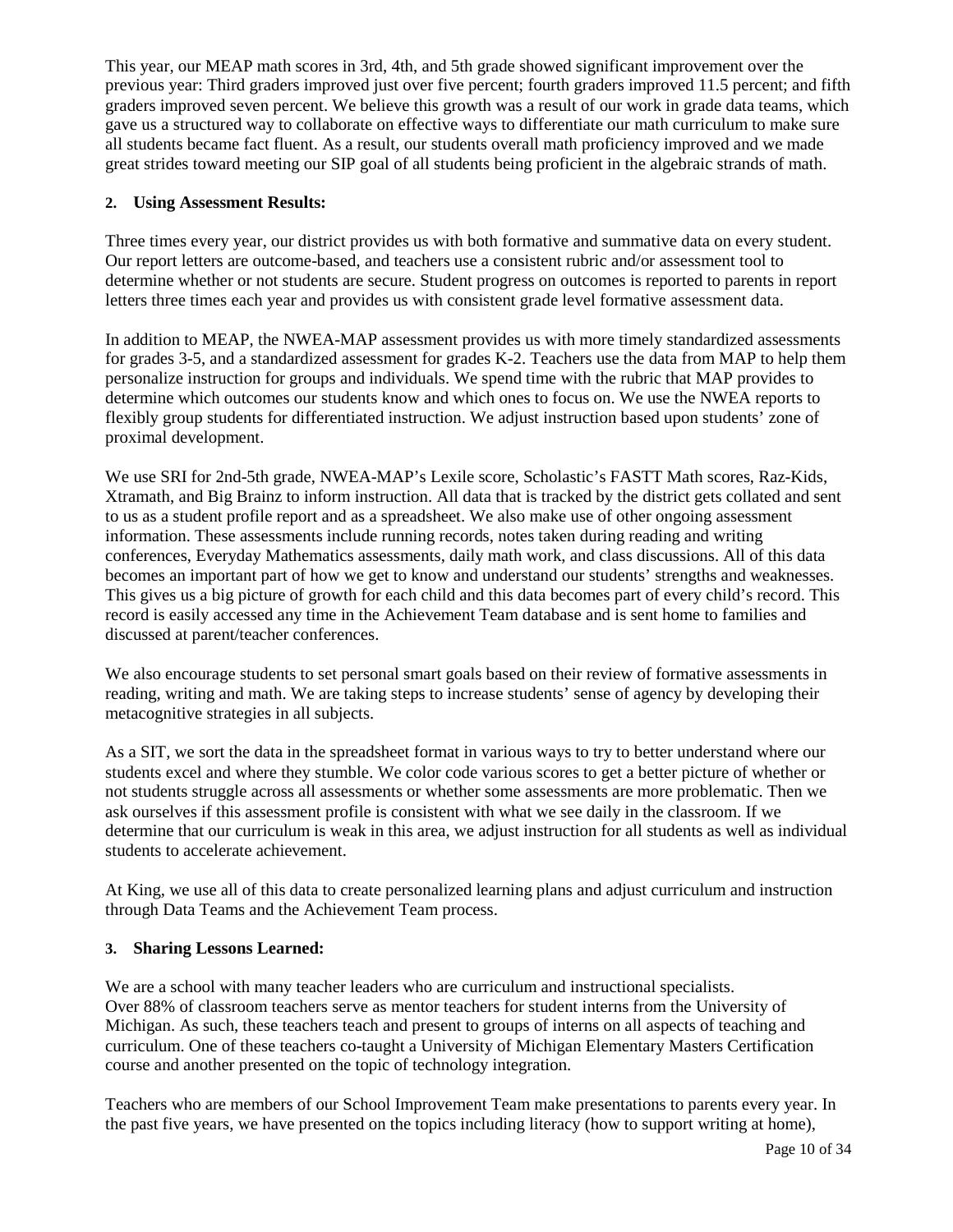This year, our MEAP math scores in 3rd, 4th, and 5th grade showed significant improvement over the previous year: Third graders improved just over five percent; fourth graders improved 11.5 percent; and fifth graders improved seven percent. We believe this growth was a result of our work in grade data teams, which gave us a structured way to collaborate on effective ways to differentiate our math curriculum to make sure all students became fact fluent. As a result, our students overall math proficiency improved and we made great strides toward meeting our SIP goal of all students being proficient in the algebraic strands of math.

### 2. Using Assessment Results:

Three times every year, our district provides us with both formative and summative data on every student. Our report letters are outcome-based, and teachers use a consistent rubric and/or assessment tool to determine whether or not students are secure. Student progress on outcomes is reported to parents in report letters three times each year and provides us with consistent grade level formative assessment data.

In addition to MEAP, the NWEA-MAP assessment provides us with more timely standardized assessments for grades 3-5, and a standardized assessment for grades K-2. Teachers use the data from MAP to help them personalize instruction for groups and individuals. We spend time with the rubric that MAP provides to determine which outcomes our students know and which ones to focus on. We use the NWEA reports to flexibly group students for differentiated instruction. We adjust instruction based upon students' zone of proximal development.

We use SRI for 2nd-5th grade, NWEA-MAP's Lexile score, Scholastic's FASTT Math scores, Raz-Kids, Xtramath, and Big Brainz to inform instruction. All data that is tracked by the district gets collated and sent to us as a student profile report and as a spreadsheet. We also make use of other ongoing assessment information. These assessments include running records, notes taken during reading and writing conferences, Everyday Mathematics assessments, daily math work, and class discussions. All of this data becomes an important part of how we get to know and understand our students' strengths and weaknesses. This gives us a big picture of growth for each child and this data becomes part of every child's record. This record is easily accessed any time in the Achievement Team database and is sent home to families and discussed at parent/teacher conferences.

We also encourage students to set personal smart goals based on their review of formative assessments in reading, writing and math. We are taking steps to increase students' sense of agency by developing their metacognitive strategies in all subjects.

As a SIT, we sort the data in the spreadsheet format in various ways to try to better understand where our students excel and where they stumble. We color code various scores to get a better picture of whether or not students struggle across all assessments or whether some assessments are more problematic. Then we ask ourselves if this assessment profile is consistent with what we see daily in the classroom. If we determine that our curriculum is weak in this area, we adjust instruction for all students as well as individual students to accelerate achievement.

At King, we use all of this data to create personalized learning plans and adjust curriculum and instruction through Data Teams and the Achievement Team process.

### 3. Sharing Lessons Learned:

We are a school with many teacher leaders who are curriculum and instructional specialists. Over 88% of classroom teachers serve as mentor teachers for student interns from the University of Michigan. As such, these teachers teach and present to groups of interns on all aspects of teaching and curriculum. One of these teachers co-taught a University of Michigan Elementary Masters Certification course and another presented on the topic of technology integration.

Teachers who are members of our School Improvement Team make presentations to parents every year. In the past five years, we have presented on the topics including literacy (how to support writing at home),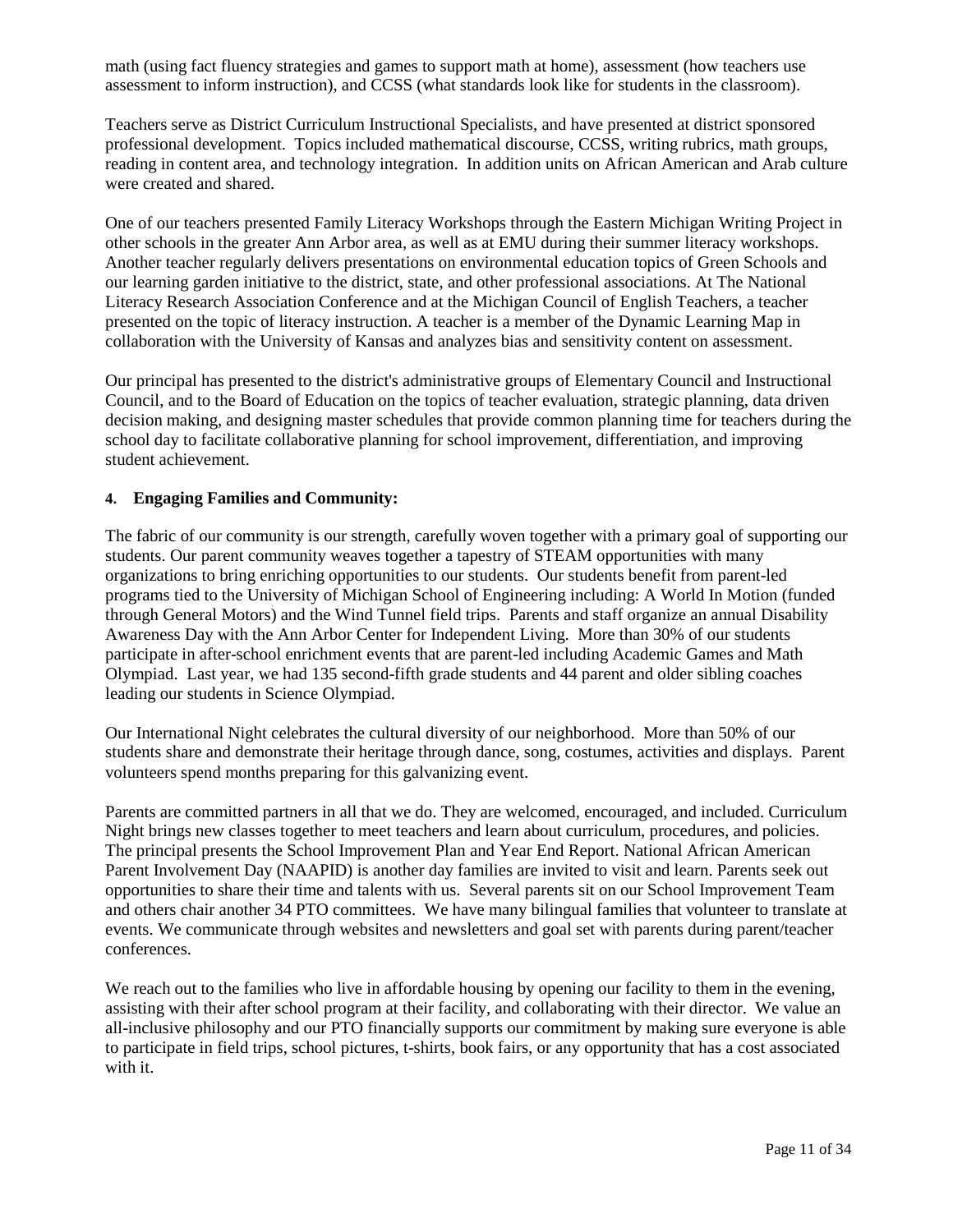math (using fact fluency strategies and games to support math at home), assessment (how teachers use assessment to inform instruction), and CCSS (what standards look like for students in the classroom).

Teachers serve as District Curriculum Instructional Specialists, and have presented at district sponsored professional development. Topics included mathematical discourse, CCSS, writing rubrics, math groups, reading in content area, and technology integration. In addition units on African American and Arab culture were created and shared.

One of our teachers presented Family Literacy Workshops through the Eastern Michigan Writing Project in other schools in the greater Ann Arbor area, as well as at EMU during their summer literacy workshops. Another teacher regularly delivers presentations on environmental education topics of Green Schools and our learning garden initiative to the district, state, and other professional associations. At The National Literacy Research Association Conference and at the Michigan Council of English Teachers, a teacher presented on the topic of literacy instruction. A teacher is a member of the Dynamic Learning Map in collaboration with the University of Kansas and analyzes bias and sensitivity content on assessment.

Our principal has presented to the district's administrative groups of Elementary Council and Instructional Council, and to the Board of Education on the topics of teacher evaluation, strategic planning, data driven decision making, and designing master schedules that provide common planning time for teachers during the school day to facilitate collaborative planning for school improvement, differentiation, and improving student achievement.

**4. Engaging Families and Community:**

The fabric of our community is our strength, carefully woven together with a primary goal of supporting our students. Our parent community weaves together a tapestry of STEAM opportunities with many organizations to bring enriching opportunities to our students. Our students benefit from parent-led programs tied to the University of Michigan School of Engineering including: A World In Motion (funded through General Motors) and the Wind Tunnel field trips. Parents and staff organize an annual Disability Awareness Day with the Ann Arbor Center for Independent Living. More than 30% of our students participate in after-school enrichment events that are parent-led including Academic Games and Math Olympiad. Last year, we had 135 second-fifth grade students and 44 parent and older sibling coaches leading our students in Science Olympiad.

Our International Night celebrates the cultural diversity of our neighborhood. More than 50% of our students share and demonstrate their heritage through dance, song, costumes, activities and displays. Parent volunteers spend months preparing for this galvanizing event.

Parents are committed partners in all that we do. They are welcomed, encouraged, and included. Curriculum Night brings new classes together to meet teachers and learn about curriculum, procedures, and policies. The principal presents the School Improvement Plan and Year End Report. National African American Parent Involvement Day (NAAPID) is another day families are invited to visit and learn. Parents seek out opportunities to share their time and talents with us. Several parents sit on our School Improvement Team and others chair another 34 PTO committees. We have many bilingual families that volunteer to translate at events. We communicate through websites and newsletters and goal set with parents during parent/teacher conferences.

We reach out to the families who live in affordable housing by opening our facility to them in the evening, assisting with their after school program at their facility, and collaborating with their director. We value an all-inclusive philosophy and our PTO financially supports our commitment by making sure everyone is able to participate in field trips, school pictures, t-shirts, book fairs, or any opportunity that has a cost associated with it.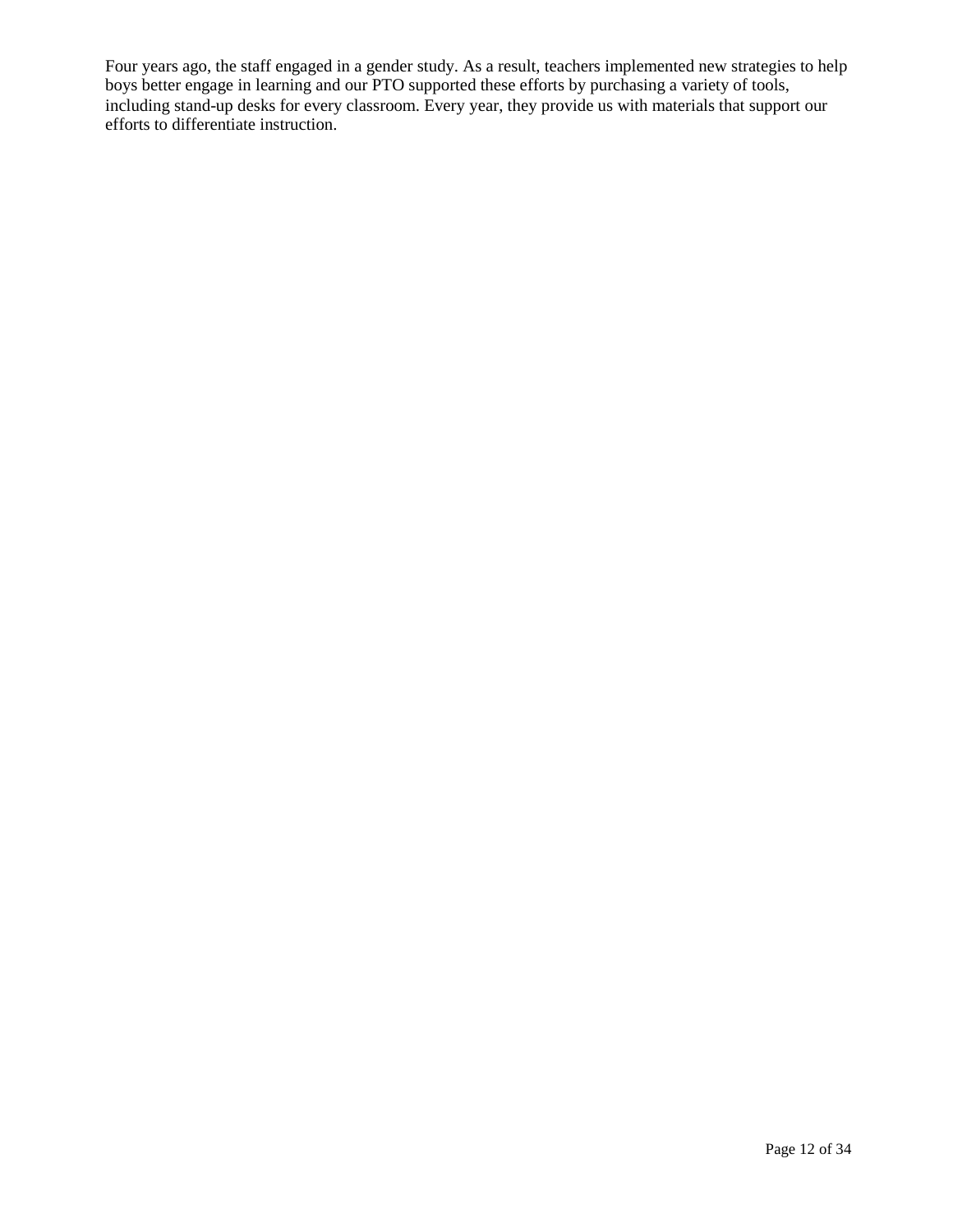Four years ago, the staff engaged in a gender study. As a result, teachers implemented new strategies to help boys better engage in learning and our PTO supported these efforts by purchasing a variety of tools, including stand-up desks for every classroom. Every year, they provide us with materials that support our efforts to differentiate instruction.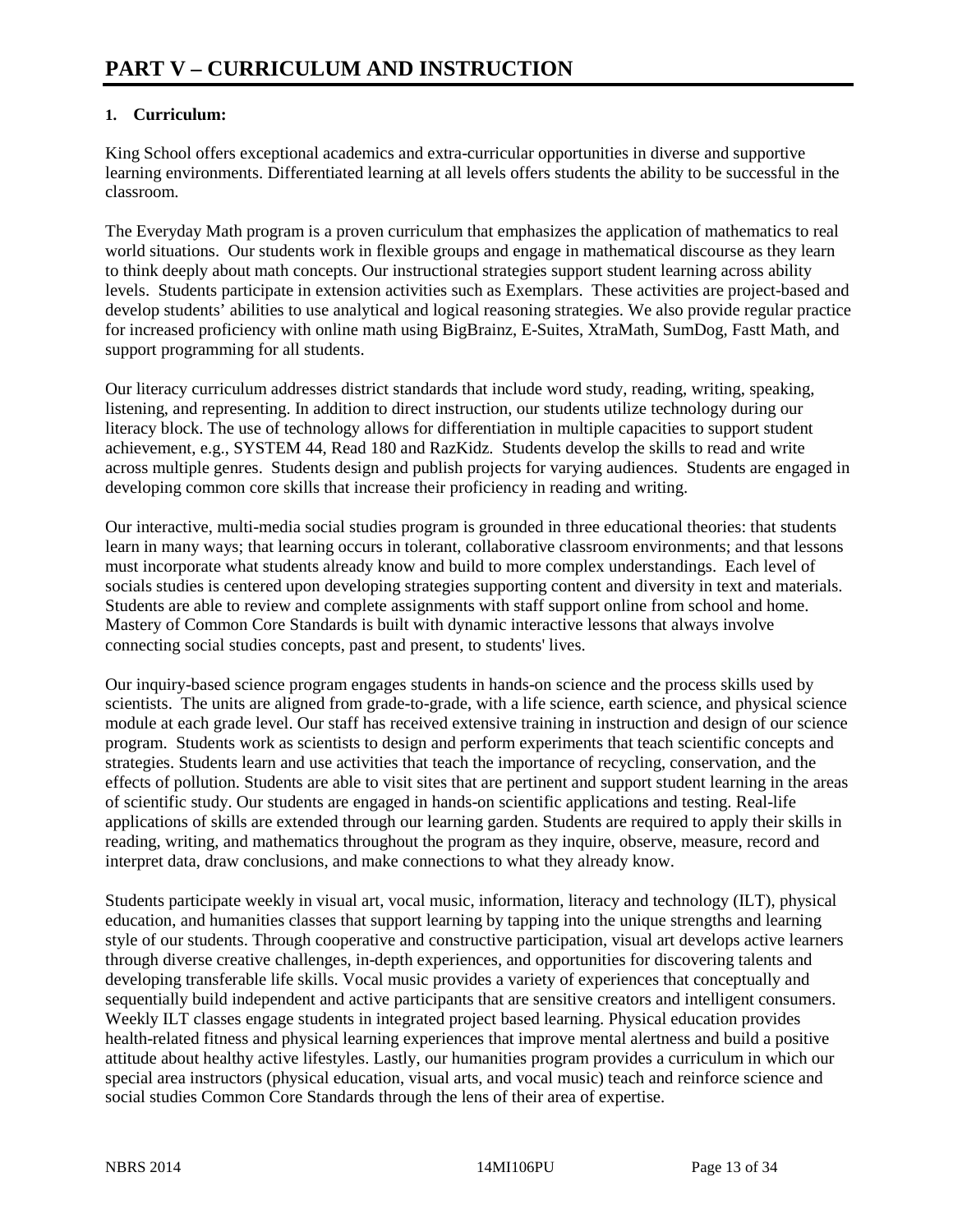# PART V – CURRICULUM AND INSTRUCTION

**1. Curriculum:**

King School offers exceptional academics and extra-curricular opportunities in diverse and supportive learning environments. Differentiated learning at all levels offers students the ability to be successful in the classroom.

The Everyday Math program is a proven curriculum that emphasizes the application of mathematics to real world situations. Our students work in flexible groups and engage in mathematical discourse as they learn to think deeply about math concepts. Our instructional strategies support student learning across ability levels. Students participate in extension activities such as Exemplars. These activities are project-based and develop students' abilities to use analytical and logical reasoning strategies. We also provide regular practice for increased proficiency with online math using BigBrainz, E-Suites, XtraMath, SumDog, Fastt Math, and support programming for all students.

Our literacy curriculum addresses district standards that include word study, reading, writing, speaking, listening, and representing. In addition to direct instruction, our students utilize technology during our literacy block. The use of technology allows for differentiation in multiple capacities to support student achievement, e.g., SYSTEM 44, Read 180 and RazKidz. Students develop the skills to read and write across multiple genres. Students design and publish projects for varying audiences. Students are engaged in developing common core skills that increase their proficiency in reading and writing.

Our interactive, multi-media social studies program is grounded in three educational theories: that students learn in many ways; that learning occurs in tolerant, collaborative classroom environments; and that lessons must incorporate what students already know and build to more complex understandings. Each level of socials studies is centered upon developing strategies supporting content and diversity in text and materials. Students are able to review and complete assignments with staff support online from school and home. Mastery of Common Core Standards is built with dynamic interactive lessons that always involve connecting social studies concepts, past and present, to students' lives.

Our inquiry-based science program engages students in hands-on science and the process skills used by scientists. The units are aligned from grade-to-grade, with a life science, earth science, and physical science module at each grade level. Our staff has received extensive training in instruction and design of our science program. Students work as scientists to design and perform experiments that teach scientific concepts and strategies. Students learn and use activities that teach the importance of recycling, conservation, and the effects of pollution. Students are able to visit sites that are pertinent and support student learning in the areas of scientific study. Our students are engaged in hands-on scientific applications and testing. Real-life applications of skills are extended through our learning garden. Students are required to apply their skills in reading, writing, and mathematics throughout the program as they inquire, observe, measure, record and interpret data, draw conclusions, and make connections to what they already know.

Students participate weekly in visual art, vocal music, information, literacy and technology (ILT), physical education, and humanities classes that support learning by tapping into the unique strengths and learning style of our students. Through cooperative and constructive participation, visual art develops active learners through diverse creative challenges, in-depth experiences, and opportunities for discovering talents and developing transferable life skills. Vocal music provides a variety of experiences that conceptually and sequentially build independent and active participants that are sensitive creators and intelligent consumers. Weekly ILT classes engage students in integrated project based learning. Physical education provides health-related fitness and physical learning experiences that improve mental alertness and build a positive attitude about healthy active lifestyles. Lastly, our humanities program provides a curriculum in which our special area instructors (physical education, visual arts, and vocal music) teach and reinforce science and social studies Common Core Standards through the lens of their area of expertise.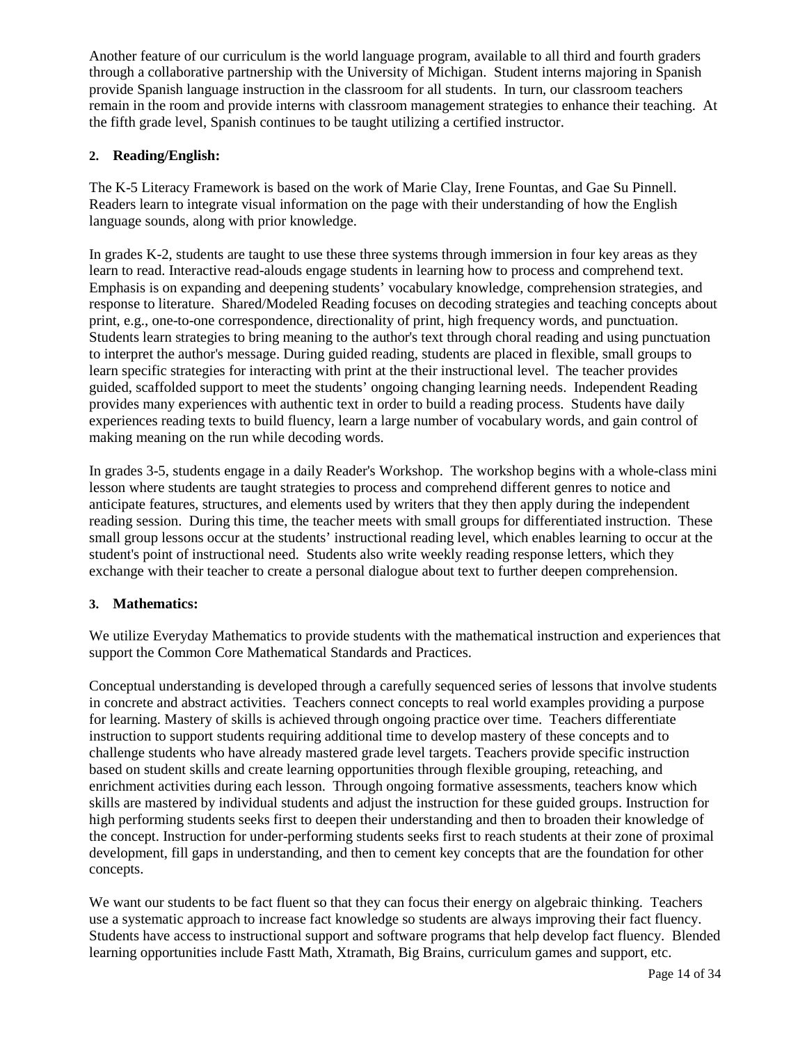Another feature of our curriculum is the world language program, available to all third and fourth graders through a collaborative partnership with the University of Michigan. Student interns majoring in Spanish provide Spanish language instruction in the classroom for all students. In turn, our classroom teachers remain in the room and provide interns with classroom management strategies to enhance their teaching. At the fifth grade level, Spanish continues to be taught utilizing a certified instructor.

### 2. Reading/English:

The K-5 Literacy Framework is based on the work of Marie Clay, Irene Fountas, and Gae Su Pinnell. Readers learn to integrate visual information on the page with their understanding of how the English language sounds, along with prior knowledge.

In grades K-2, students are taught to use these three systems through immersion in four key areas as they learn to read. Interactive read-alouds engage students in learning how to process and comprehend text. Emphasis is on expanding and deepening students' vocabulary knowledge, comprehension strategies, and response to literature. Shared/Modeled Reading focuses on decoding strategies and teaching concepts about print, e.g., one-to-one correspondence, directionality of print, high frequency words, and punctuation. Students learn strategies to bring meaning to the author's text through choral reading and using punctuation to interpret the author's message. During guided reading, students are placed in flexible, small groups to learn specific strategies for interacting with print at the their instructional level. The teacher provides guided, scaffolded support to meet the students' ongoing changing learning needs. Independent Reading provides many experiences with authentic text in order to build a reading process. Students have daily experiences reading texts to build fluency, learn a large number of vocabulary words, and gain control of making meaning on the run while decoding words.

In grades 3-5, students engage in a daily Reader's Workshop. The workshop begins with a whole-class mini lesson where students are taught strategies to process and comprehend different genres to notice and anticipate features, structures, and elements used by writers that they then apply during the independent reading session. During this time, the teacher meets with small groups for differentiated instruction. These small group lessons occur at the students' instructional reading level, which enables learning to occur at the student's point of instructional need. Students also write weekly reading response letters, which they exchange with their teacher to create a personal dialogue about text to further deepen comprehension.

### 3. Mathematics:

We utilize Everyday Mathematics to provide students with the mathematical instruction and experiences that support the Common Core Mathematical Standards and Practices.

Conceptual understanding is developed through a carefully sequenced series of lessons that involve students in concrete and abstract activities. Teachers connect concepts to real world examples providing a purpose for learning. Mastery of skills is achieved through ongoing practice over time. Teachers differentiate instruction to support students requiring additional time to develop mastery of these concepts and to challenge students who have already mastered grade level targets. Teachers provide specific instruction based on student skills and create learning opportunities through flexible grouping, reteaching, and enrichment activities during each lesson. Through ongoing formative assessments, teachers know which skills are mastered by individual students and adjust the instruction for these guided groups. Instruction for high performing students seeks first to deepen their understanding and then to broaden their knowledge of the concept. Instruction for under-performing students seeks first to reach students at their zone of proximal development, fill gaps in understanding, and then to cement key concepts that are the foundation for other concepts.

We want our students to be fact fluent so that they can focus their energy on algebraic thinking. Teachers use a systematic approach to increase fact knowledge so students are always improving their fact fluency. Students have access to instructional support and software programs that help develop fact fluency. Blended learning opportunities include Fastt Math, Xtramath, Big Brains, curriculum games and support, etc.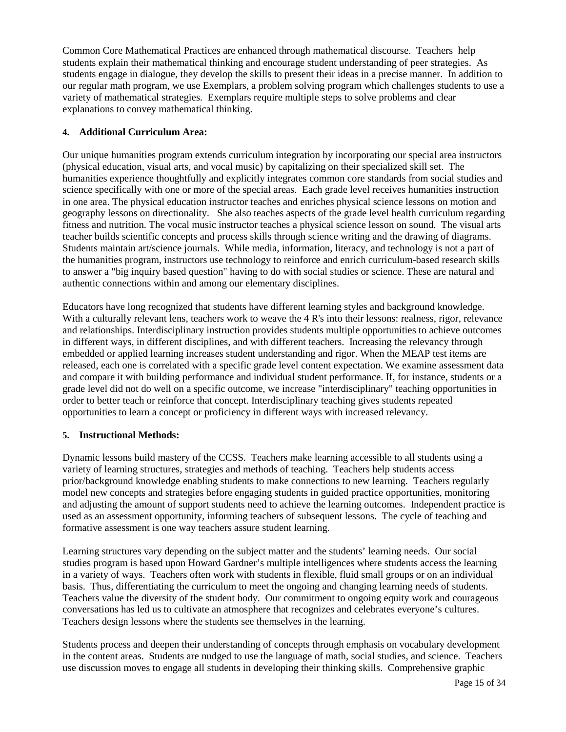Common Core Mathematical Practices are enhanced through mathematical discourse. Teachers help students explain their mathematical thinking and encourage student understanding of peer strategies. As students engage in dialogue, they develop the skills to present their ideas in a precise manner. In addition to our regular math program, we use Exemplars, a problem solving program which challenges students to use a variety of mathematical strategies. Exemplars require multiple steps to solve problems and clear explanations to convey mathematical thinking.

### 4. Additional Curriculum Area:

Our unique humanities program extends curriculum integration by incorporating our special area instructors (physical education, visual arts, and vocal music) by capitalizing on their specialized skill set. The humanities experience thoughtfully and explicitly integrates common core standards from social studies and science specifically with one or more of the special areas. Each grade level receives humanities instruction in one area. The physical education instructor teaches and enriches physical science lessons on motion and geography lessons on directionality. She also teaches aspects of the grade level health curriculum regarding fitness and nutrition. The vocal music instructor teaches a physical science lesson on sound. The visual arts teacher builds scientific concepts and process skills through science writing and the drawing of diagrams. Students maintain art/science journals. While media, information, literacy, and technology is not a part of the humanities program, instructors use technology to reinforce and enrich curriculum-based research skills to answer a "big inquiry based question" having to do with social studies or science. These are natural and authentic connections within and among our elementary disciplines.

Educators have long recognized that students have different learning styles and background knowledge. With a culturally relevant lens, teachers work to weave the 4 R's into their lessons: realness, rigor, relevance and relationships. Interdisciplinary instruction provides students multiple opportunities to achieve outcomes in different ways, in different disciplines, and with different teachers. Increasing the relevancy through embedded or applied learning increases student understanding and rigor. When the MEAP test items are released, each one is correlated with a specific grade level content expectation. We examine assessment data and compare it with building performance and individual student performance. If, for instance, students or a grade level did not do well on a specific outcome, we increase "interdisciplinary" teaching opportunities in order to better teach or reinforce that concept. Interdisciplinary teaching gives students repeated opportunities to learn a concept or proficiency in different ways with increased relevancy.

### 5. Instructional Methods:

Dynamic lessons build mastery of the CCSS. Teachers make learning accessible to all students using a variety of learning structures, strategies and methods of teaching. Teachers help students access prior/background knowledge enabling students to make connections to new learning. Teachers regularly model new concepts and strategies before engaging students in guided practice opportunities, monitoring and adjusting the amount of support students need to achieve the learning outcomes. Independent practice is used as an assessment opportunity, informing teachers of subsequent lessons. The cycle of teaching and formative assessment is one way teachers assure student learning.

Learning structures vary depending on the subject matter and the students' learning needs. Our social studies program is based upon Howard Gardner's multiple intelligences where students access the learning in a variety of ways. Teachers often work with students in flexible, fluid small groups or on an individual basis. Thus, differentiating the curriculum to meet the ongoing and changing learning needs of students. Teachers value the diversity of the student body. Our commitment to ongoing equity work and courageous conversations has led us to cultivate an atmosphere that recognizes and celebrates everyone's cultures. Teachers design lessons where the students see themselves in the learning.

Students process and deepen their understanding of concepts through emphasis on vocabulary development in the content areas. Students are nudged to use the language of math, social studies, and science. Teachers use discussion moves to engage all students in developing their thinking skills. Comprehensive graphic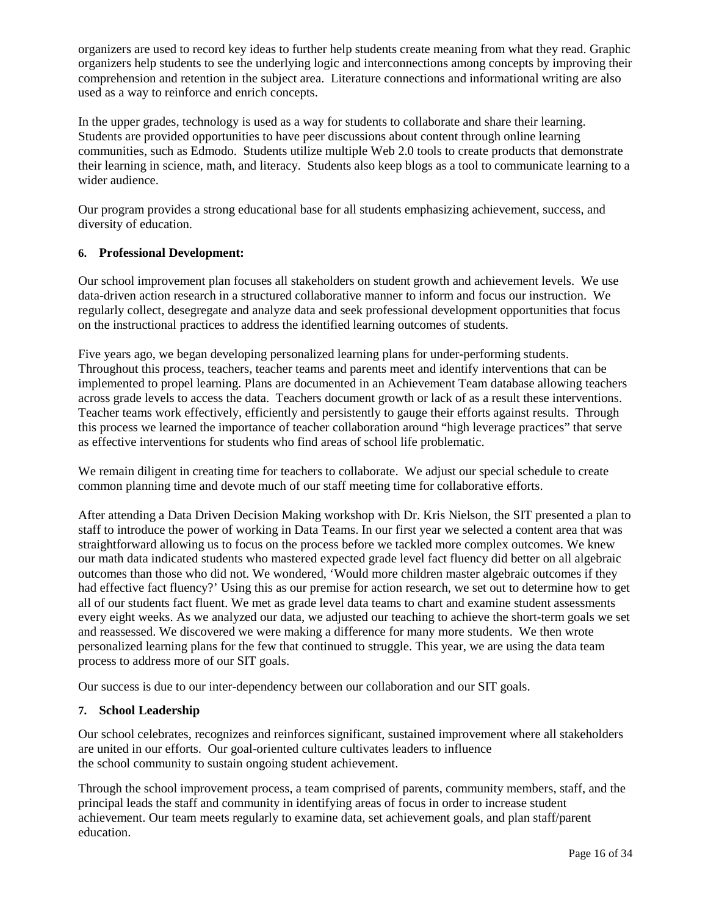organizers are used to record key ideas to further help students create meaning from what they read. Graphic organizers help students to see the underlying logic and interconnections among concepts by improving their comprehension and retention in the subject area. Literature connections and informational writing are also used as a way to reinforce and enrich concepts.

In the upper grades, technology is used as a way for students to collaborate and share their learning. Students are provided opportunities to have peer discussions about content through online learning communities, such as Edmodo. Students utilize multiple Web 2.0 tools to create products that demonstrate their learning in science, math, and literacy. Students also keep blogs as a tool to communicate learning to a wider audience.

Our program provides a strong educational base for all students emphasizing achievement, success, and diversity of education.

**6. Professional Development:**

Our school improvement plan focuses all stakeholders on student growth and achievement levels. We use data-driven action research in a structured collaborative manner to inform and focus our instruction. We regularly collect, desegregate and analyze data and seek professional development opportunities that focus on the instructional practices to address the identified learning outcomes of students.

Five years ago, we began developing personalized learning plans for under-performing students. Throughout this process, teachers, teacher teams and parents meet and identify interventions that can be implemented to propel learning. Plans are documented in an Achievement Team database allowing teachers across grade levels to access the data. Teachers document growth or lack of as a result these interventions. Teacher teams work effectively, efficiently and persistently to gauge their efforts against results. Through this process we learned the importance of teacher collaboration around "high leverage practices" that serve as effective interventions for students who find areas of school life problematic.

We remain diligent in creating time for teachers to collaborate. We adjust our special schedule to create common planning time and devote much of our staff meeting time for collaborative efforts.

After attending a Data Driven Decision Making workshop with Dr. Kris Nielson, the SIT presented a plan to staff to introduce the power of working in Data Teams. In our first year we selected a content area that was straightforward allowing us to focus on the process before we tackled more complex outcomes. We knew our math data indicated students who mastered expected grade level fact fluency did better on all algebraic outcomes than those who did not. We wondered, 'Would more children master algebraic outcomes if they had effective fact fluency?' Using this as our premise for action research, we set out to determine how to get all of our students fact fluent. We met as grade level data teams to chart and examine student assessments every eight weeks. As we analyzed our data, we adjusted our teaching to achieve the short-term goals we set and reassessed. We discovered we were making a difference for many more students. We then wrote personalized learning plans for the few that continued to struggle. This year, we are using the data team process to address more of our SIT goals.

Our success is due to our inter-dependency between our collaboration and our SIT goals.

**7. School Leadership**

Our school celebrates, recognizes and reinforces significant, sustained improvement where all stakeholders are united in our efforts. Our goal-oriented culture cultivates leaders to influence the school community to sustain ongoing student achievement.

Through the school improvement process, a team comprised of parents, community members, staff, and the principal leads the staff and community in identifying areas of focus in order to increase student achievement. Our team meets regularly to examine data, set achievement goals, and plan staff/parent education.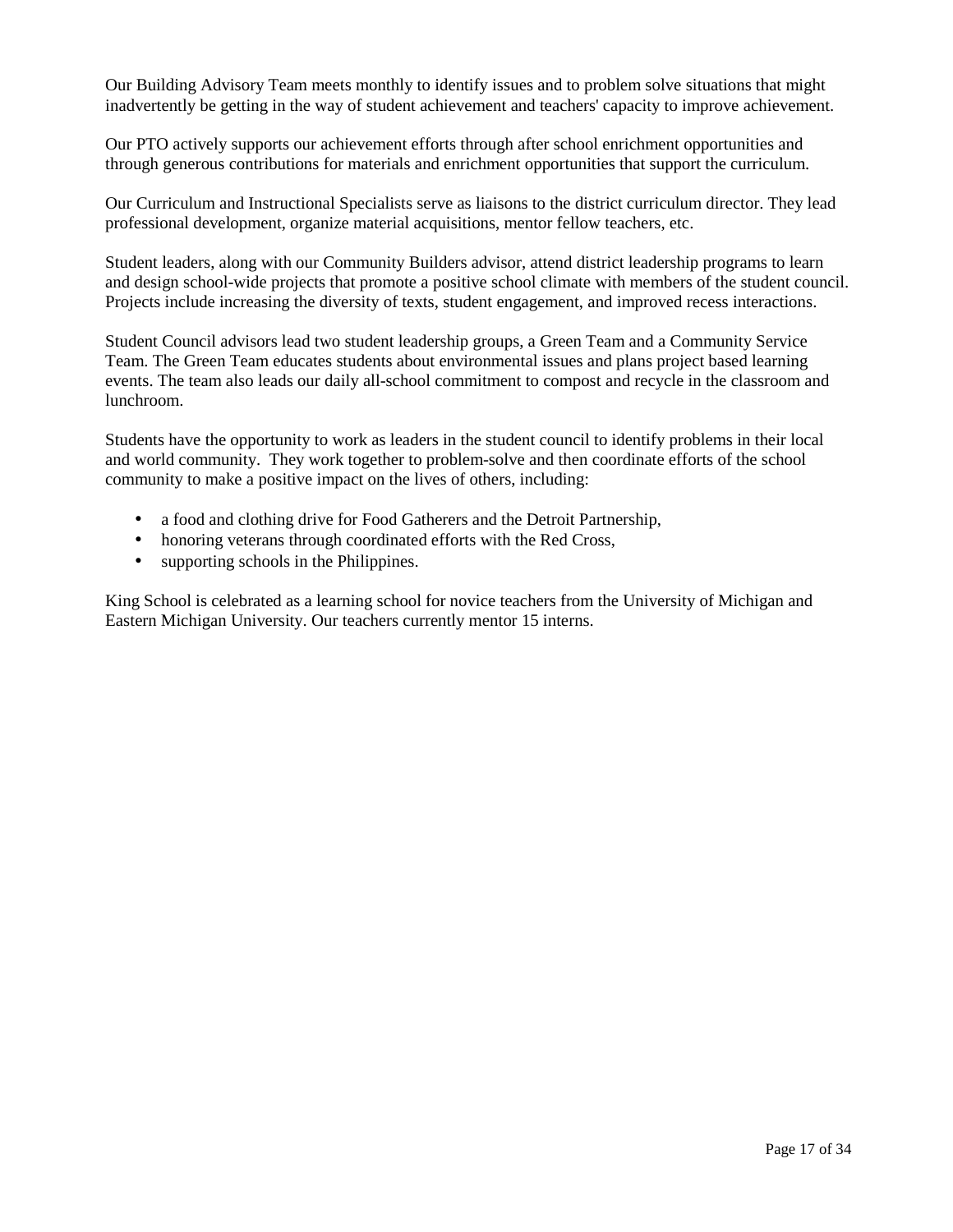Our Building Advisory Team meets monthly to identify issues and to problem solve situations that might inadvertently be getting in the way of student achievement and teachers' capacity to improve achievement.

Our PTO actively supports our achievement efforts through after school enrichment opportunities and through generous contributions for materials and enrichment opportunities that support the curriculum.

Our Curriculum and Instructional Specialists serve as liaisons to the district curriculum director. They lead professional development, organize material acquisitions, mentor fellow teachers, etc.

Student leaders, along with our Community Builders advisor, attend district leadership programs to learn and design school-wide projects that promote a positive school climate with members of the student council. Projects include increasing the diversity of texts, student engagement, and improved recess interactions.

Student Council advisors lead two student leadership groups, a Green Team and a Community Service Team. The Green Team educates students about environmental issues and plans project based learning events. The team also leads our daily all-school commitment to compost and recycle in the classroom and lunchroom.

Students have the opportunity to work as leaders in the student council to identify problems in their local and world community. They work together to problem-solve and then coordinate efforts of the school community to make a positive impact on the lives of others, including:

- a food and clothing drive for Food Gatherers and the Detroit Partnership,
- honoring veterans through coordinated efforts with the Red Cross,
- supporting schools in the Philippines.

King School is celebrated as a learning school for novice teachers from the University of Michigan and Eastern Michigan University. Our teachers currently mentor 15 interns.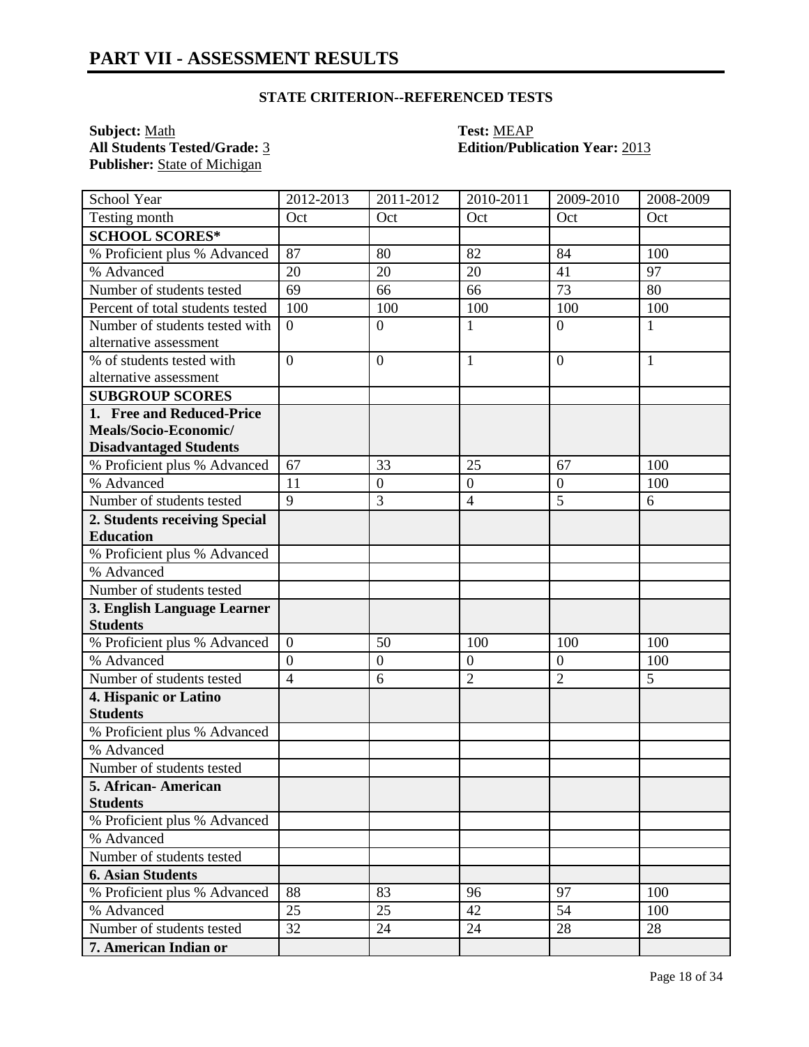# PART VII - ASSESSMENT RESULTS

### STATE CRITERION--REFERENCED TESTS

**Subject:** Math
**All Students Tested/Grade:** 3
**Publisher:** State of Michigan
**Test:** MEAP
**Edition/Publication Year:** 2013

| School Year | 2012-2013 | 2011-2012 | 2010-2011 | 2009-2010 | 2008-2009 |
|---|---|---|---|---|---|
| Testing month | Oct | Oct | Oct | Oct | Oct |
| **SCHOOL SCORES*** | | | | | |
| % Proficient plus % Advanced | 87 | 80 | 82 | 84 | 100 |
| % Advanced | 20 | 20 | 20 | 41 | 97 |
| Number of students tested | 69 | 66 | 66 | 73 | 80 |
| Percent of total students tested | 100 | 100 | 100 | 100 | 100 |
| Number of students tested with alternative assessment | 0 | 0 | 1 | 0 | 1 |
| % of students tested with alternative assessment | 0 | 0 | 1 | 0 | 1 |
| **SUBGROUP SCORES** | | | | | |
| **1. Free and Reduced-Price Meals/Socio-Economic/ Disadvantaged Students** | | | | | |
| % Proficient plus % Advanced | 67 | 33 | 25 | 67 | 100 |
| % Advanced | 11 | 0 | 0 | 0 | 100 |
| Number of students tested | 9 | 3 | 4 | 5 | 6 |
| **2. Students receiving Special Education** | | | | | |
| % Proficient plus % Advanced | | | | | |
| % Advanced | | | | | |
| Number of students tested | | | | | |
| **3. English Language Learner Students** | | | | | |
| % Proficient plus % Advanced | 0 | 50 | 100 | 100 | 100 |
| % Advanced | 0 | 0 | 0 | 0 | 100 |
| Number of students tested | 4 | 6 | 2 | 2 | 5 |
| **4. Hispanic or Latino Students** | | | | | |
| % Proficient plus % Advanced | | | | | |
| % Advanced | | | | | |
| Number of students tested | | | | | |
| **5. African- American Students** | | | | | |
| % Proficient plus % Advanced | | | | | |
| % Advanced | | | | | |
| Number of students tested | | | | | |
| **6. Asian Students** | | | | | |
| % Proficient plus % Advanced | 88 | 83 | 96 | 97 | 100 |
| % Advanced | 25 | 25 | 42 | 54 | 100 |
| Number of students tested | 32 | 24 | 24 | 28 | 28 |
| **7. American Indian or** | | | | | |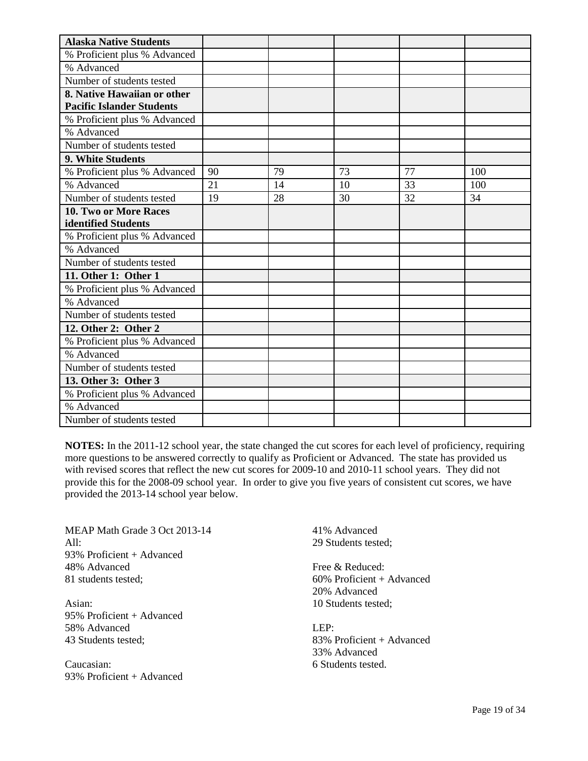| Alaska Native Students | | | | | |
|---|---|---|---|---|---|
| % Proficient plus % Advanced | | | | | |
| % Advanced | | | | | |
| Number of students tested | | | | | |
| **8. Native Hawaiian or other Pacific Islander Students** | | | | | |
| % Proficient plus % Advanced | | | | | |
| % Advanced | | | | | |
| Number of students tested | | | | | |
| **9. White Students** | | | | | |
| % Proficient plus % Advanced | 90 | 79 | 73 | 77 | 100 |
| % Advanced | 21 | 14 | 10 | 33 | 100 |
| Number of students tested | 19 | 28 | 30 | 32 | 34 |
| **10. Two or More Races identified Students** | | | | | |
| % Proficient plus % Advanced | | | | | |
| % Advanced | | | | | |
| Number of students tested | | | | | |
| **11. Other 1: Other 1** | | | | | |
| % Proficient plus % Advanced | | | | | |
| % Advanced | | | | | |
| Number of students tested | | | | | |
| **12. Other 2: Other 2** | | | | | |
| % Proficient plus % Advanced | | | | | |
| % Advanced | | | | | |
| Number of students tested | | | | | |
| **13. Other 3: Other 3** | | | | | |
| % Proficient plus % Advanced | | | | | |
| % Advanced | | | | | |
| Number of students tested | | | | | |

**NOTES:** In the 2011-12 school year, the state changed the cut scores for each level of proficiency, requiring more questions to be answered correctly to qualify as Proficient or Advanced. The state has provided us with revised scores that reflect the new cut scores for 2009-10 and 2010-11 school years. They did not provide this for the 2008-09 school year. In order to give you five years of consistent cut scores, we have provided the 2013-14 school year below.

MEAP Math Grade 3 Oct 2013-14
All:
93% Proficient + Advanced
48% Advanced
81 students tested;

Asian:
95% Proficient + Advanced
58% Advanced
43 Students tested;

Caucasian:
93% Proficient + Advanced
41% Advanced
29 Students tested;

Free & Reduced:
60% Proficient + Advanced
20% Advanced
10 Students tested;

LEP:
83% Proficient + Advanced
33% Advanced
6 Students tested.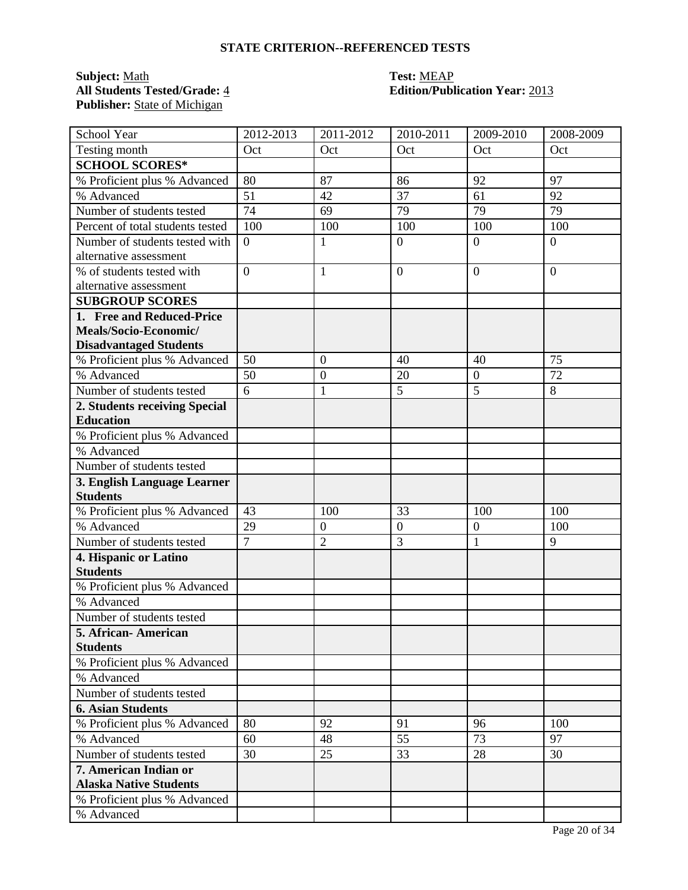## STATE CRITERION--REFERENCED TESTS

**Subject:** Math
**All Students Tested/Grade:** 4
**Publisher:** State of Michigan

**Test:** MEAP
**Edition/Publication Year:** 2013

| School Year | 2012-2013 | 2011-2012 | 2010-2011 | 2009-2010 | 2008-2009 |
|---|---|---|---|---|---|
| Testing month | Oct | Oct | Oct | Oct | Oct |
| **SCHOOL SCORES*** | | | | | |
| % Proficient plus % Advanced | 80 | 87 | 86 | 92 | 97 |
| % Advanced | 51 | 42 | 37 | 61 | 92 |
| Number of students tested | 74 | 69 | 79 | 79 | 79 |
| Percent of total students tested | 100 | 100 | 100 | 100 | 100 |
| Number of students tested with alternative assessment | 0 | 1 | 0 | 0 | 0 |
| % of students tested with alternative assessment | 0 | 1 | 0 | 0 | 0 |
| **SUBGROUP SCORES** | | | | | |
| **1. Free and Reduced-Price Meals/Socio-Economic/ Disadvantaged Students** | | | | | |
| % Proficient plus % Advanced | 50 | 0 | 40 | 40 | 75 |
| % Advanced | 50 | 0 | 20 | 0 | 72 |
| Number of students tested | 6 | 1 | 5 | 5 | 8 |
| **2. Students receiving Special Education** | | | | | |
| % Proficient plus % Advanced | | | | | |
| % Advanced | | | | | |
| Number of students tested | | | | | |
| **3. English Language Learner Students** | | | | | |
| % Proficient plus % Advanced | 43 | 100 | 33 | 100 | 100 |
| % Advanced | 29 | 0 | 0 | 0 | 100 |
| Number of students tested | 7 | 2 | 3 | 1 | 9 |
| **4. Hispanic or Latino Students** | | | | | |
| % Proficient plus % Advanced | | | | | |
| % Advanced | | | | | |
| Number of students tested | | | | | |
| **5. African- American Students** | | | | | |
| % Proficient plus % Advanced | | | | | |
| % Advanced | | | | | |
| Number of students tested | | | | | |
| **6. Asian Students** | | | | | |
| % Proficient plus % Advanced | 80 | 92 | 91 | 96 | 100 |
| % Advanced | 60 | 48 | 55 | 73 | 97 |
| Number of students tested | 30 | 25 | 33 | 28 | 30 |
| **7. American Indian or Alaska Native Students** | | | | | |
| % Proficient plus % Advanced | | | | | |
| % Advanced | | | | | |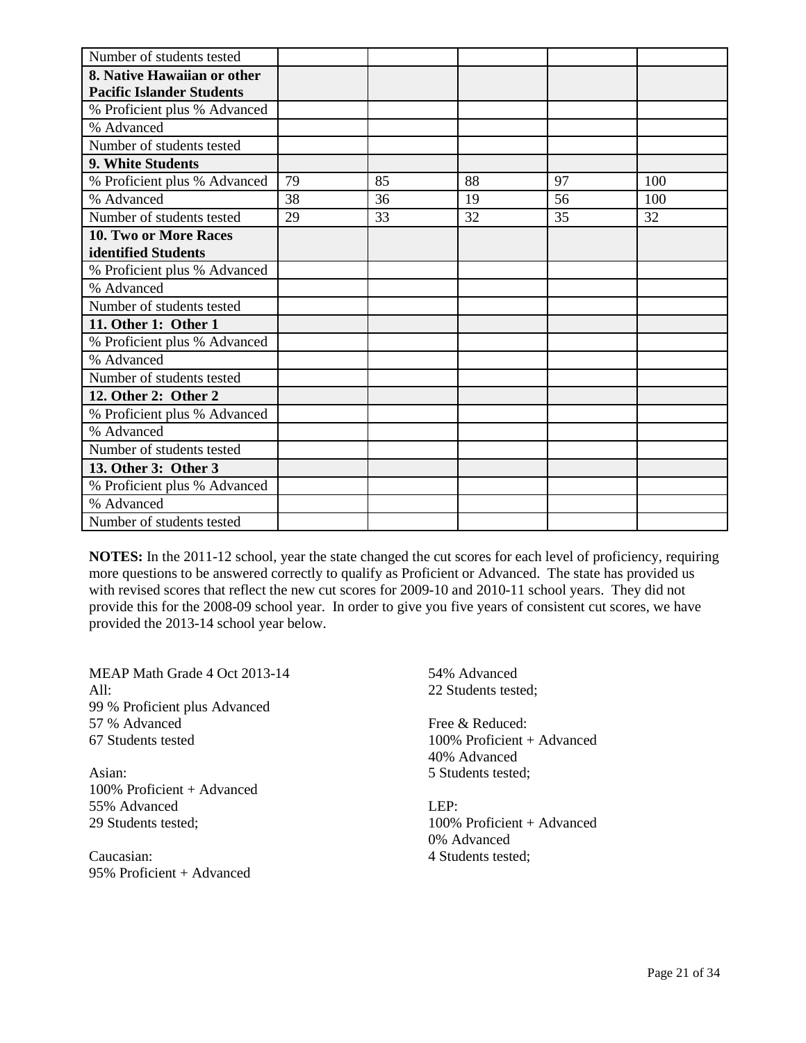| Number of students tested | | | | | |
|---|---|---|---|---|---|
| **8. Native Hawaiian or other Pacific Islander Students** | | | | | |
| % Proficient plus % Advanced | | | | | |
| % Advanced | | | | | |
| Number of students tested | | | | | |
| **9. White Students** | | | | | |
| % Proficient plus % Advanced | 79 | 85 | 88 | 97 | 100 |
| % Advanced | 38 | 36 | 19 | 56 | 100 |
| Number of students tested | 29 | 33 | 32 | 35 | 32 |
| **10. Two or More Races identified Students** | | | | | |
| % Proficient plus % Advanced | | | | | |
| % Advanced | | | | | |
| Number of students tested | | | | | |
| **11. Other 1: Other 1** | | | | | |
| % Proficient plus % Advanced | | | | | |
| % Advanced | | | | | |
| Number of students tested | | | | | |
| **12. Other 2: Other 2** | | | | | |
| % Proficient plus % Advanced | | | | | |
| % Advanced | | | | | |
| Number of students tested | | | | | |
| **13. Other 3: Other 3** | | | | | |
| % Proficient plus % Advanced | | | | | |
| % Advanced | | | | | |
| Number of students tested | | | | | |

**NOTES:** In the 2011-12 school, year the state changed the cut scores for each level of proficiency, requiring more questions to be answered correctly to qualify as Proficient or Advanced. The state has provided us with revised scores that reflect the new cut scores for 2009-10 and 2010-11 school years. They did not provide this for the 2008-09 school year. In order to give you five years of consistent cut scores, we have provided the 2013-14 school year below.

MEAP Math Grade 4 Oct 2013-14
All:
99 % Proficient plus Advanced
57 % Advanced
67 Students tested

Asian:
100% Proficient + Advanced
55% Advanced
29 Students tested;

Caucasian:
95% Proficient + Advanced
54% Advanced
22 Students tested;

Free & Reduced:
100% Proficient + Advanced
40% Advanced
5 Students tested;

LEP:
100% Proficient + Advanced
0% Advanced
4 Students tested;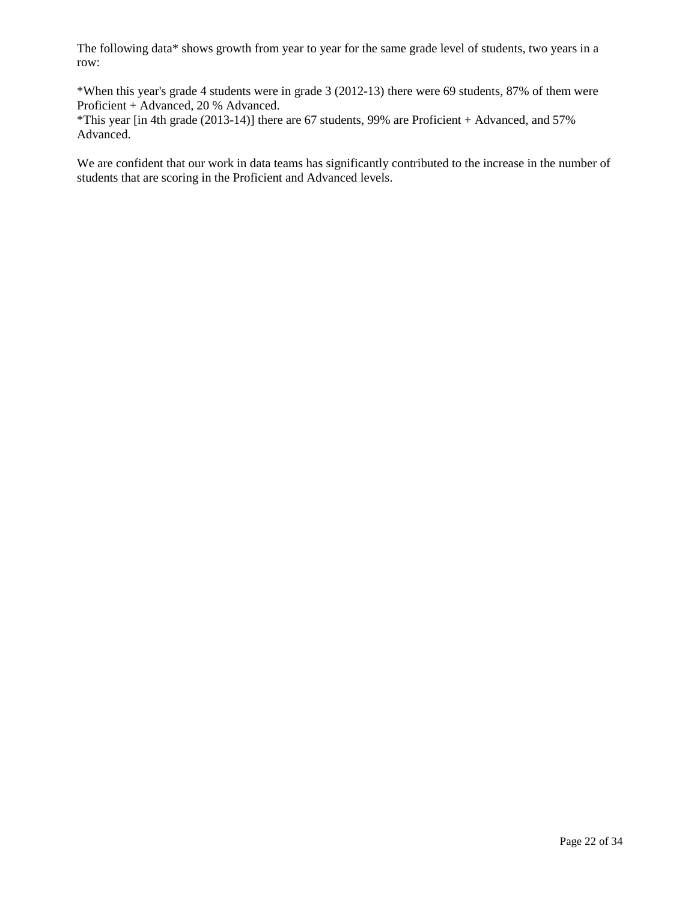The following data* shows growth from year to year for the same grade level of students, two years in a row:

*When this year's grade 4 students were in grade 3 (2012-13) there were 69 students, 87% of them were Proficient + Advanced, 20 % Advanced.
*This year [in 4th grade (2013-14)] there are 67 students, 99% are Proficient + Advanced, and 57% Advanced.

We are confident that our work in data teams has significantly contributed to the increase in the number of students that are scoring in the Proficient and Advanced levels.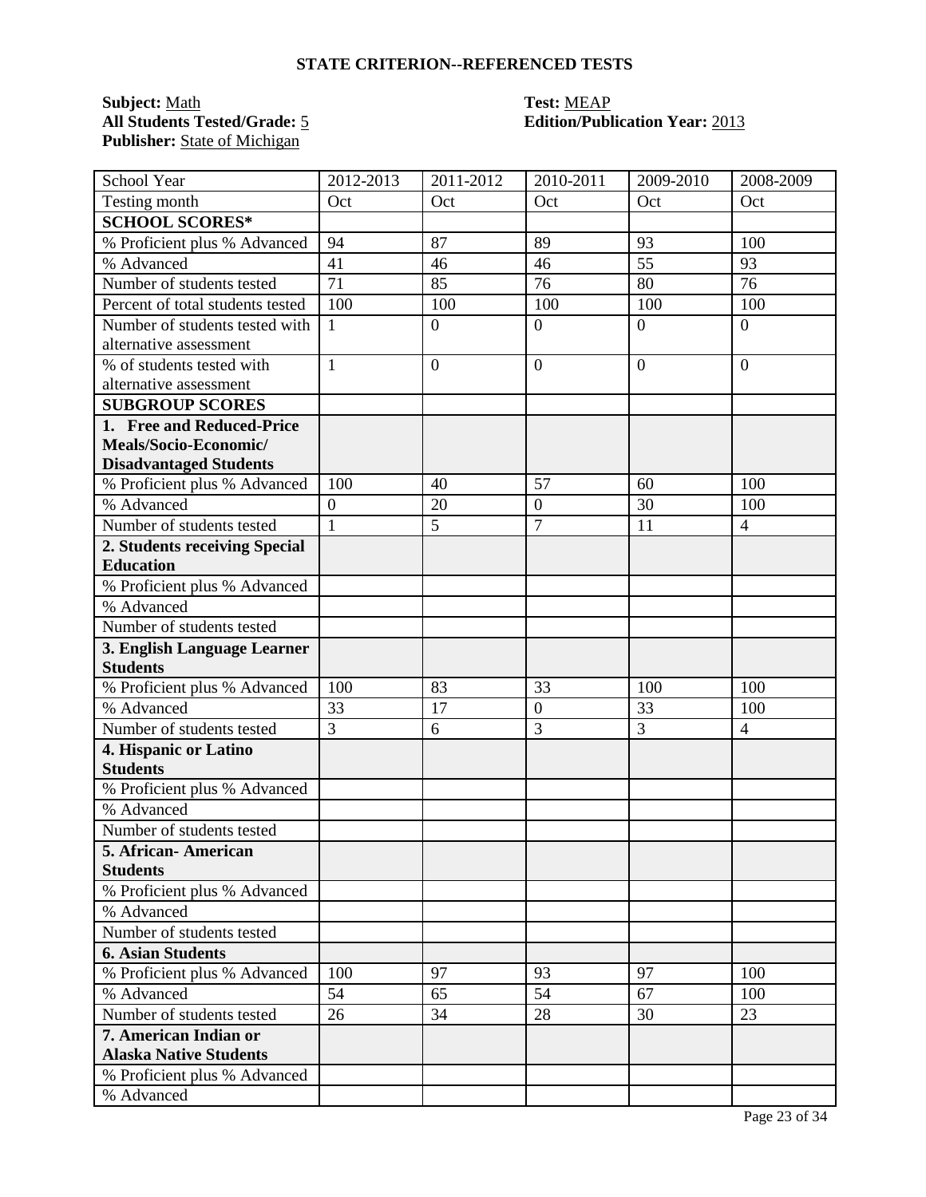## STATE CRITERION--REFERENCED TESTS

**Subject:** Math
**All Students Tested/Grade:** 5
**Publisher:** State of Michigan
**Test:** MEAP
**Edition/Publication Year:** 2013

| School Year | 2012-2013 | 2011-2012 | 2010-2011 | 2009-2010 | 2008-2009 |
|---|---|---|---|---|---|
| Testing month | Oct | Oct | Oct | Oct | Oct |
| **SCHOOL SCORES*** | | | | | |
| % Proficient plus % Advanced | 94 | 87 | 89 | 93 | 100 |
| % Advanced | 41 | 46 | 46 | 55 | 93 |
| Number of students tested | 71 | 85 | 76 | 80 | 76 |
| Percent of total students tested | 100 | 100 | 100 | 100 | 100 |
| Number of students tested with alternative assessment | 1 | 0 | 0 | 0 | 0 |
| % of students tested with alternative assessment | 1 | 0 | 0 | 0 | 0 |
| **SUBGROUP SCORES** | | | | | |
| **1. Free and Reduced-Price Meals/Socio-Economic/ Disadvantaged Students** | | | | | |
| % Proficient plus % Advanced | 100 | 40 | 57 | 60 | 100 |
| % Advanced | 0 | 20 | 0 | 30 | 100 |
| Number of students tested | 1 | 5 | 7 | 11 | 4 |
| **2. Students receiving Special Education** | | | | | |
| % Proficient plus % Advanced | | | | | |
| % Advanced | | | | | |
| Number of students tested | | | | | |
| **3. English Language Learner Students** | | | | | |
| % Proficient plus % Advanced | 100 | 83 | 33 | 100 | 100 |
| % Advanced | 33 | 17 | 0 | 33 | 100 |
| Number of students tested | 3 | 6 | 3 | 3 | 4 |
| **4. Hispanic or Latino Students** | | | | | |
| % Proficient plus % Advanced | | | | | |
| % Advanced | | | | | |
| Number of students tested | | | | | |
| **5. African- American Students** | | | | | |
| % Proficient plus % Advanced | | | | | |
| % Advanced | | | | | |
| Number of students tested | | | | | |
| **6. Asian Students** | | | | | |
| % Proficient plus % Advanced | 100 | 97 | 93 | 97 | 100 |
| % Advanced | 54 | 65 | 54 | 67 | 100 |
| Number of students tested | 26 | 34 | 28 | 30 | 23 |
| **7. American Indian or Alaska Native Students** | | | | | |
| % Proficient plus % Advanced | | | | | |
| % Advanced | | | | | |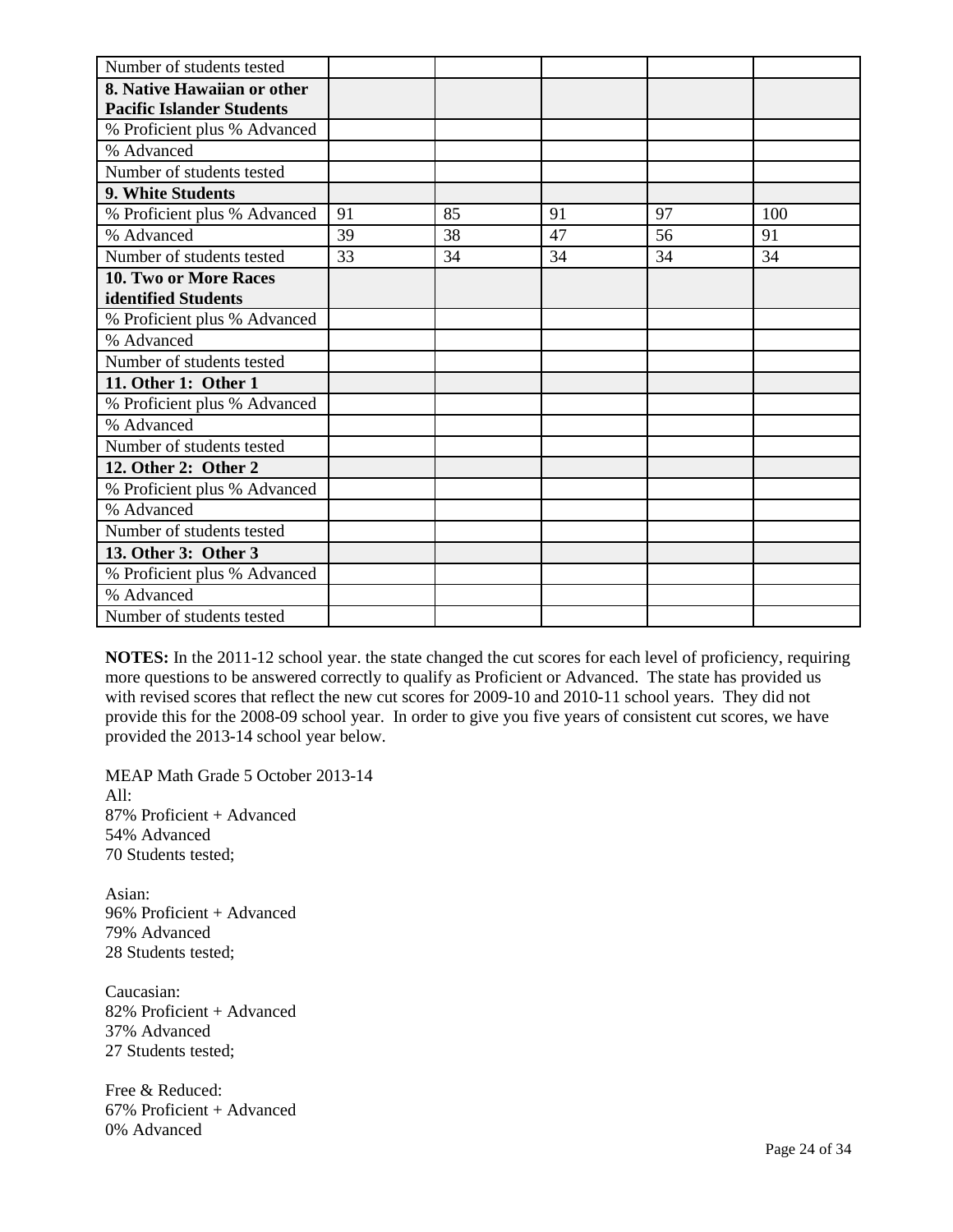| Number of students tested | | | | | |
|---|---|---|---|---|---|
| **8. Native Hawaiian or other Pacific Islander Students** | | | | | |
| % Proficient plus % Advanced | | | | | |
| % Advanced | | | | | |
| Number of students tested | | | | | |
| **9. White Students** | | | | | |
| % Proficient plus % Advanced | 91 | 85 | 91 | 97 | 100 |
| % Advanced | 39 | 38 | 47 | 56 | 91 |
| Number of students tested | 33 | 34 | 34 | 34 | 34 |
| **10. Two or More Races identified Students** | | | | | |
| % Proficient plus % Advanced | | | | | |
| % Advanced | | | | | |
| Number of students tested | | | | | |
| **11. Other 1: Other 1** | | | | | |
| % Proficient plus % Advanced | | | | | |
| % Advanced | | | | | |
| Number of students tested | | | | | |
| **12. Other 2: Other 2** | | | | | |
| % Proficient plus % Advanced | | | | | |
| % Advanced | | | | | |
| Number of students tested | | | | | |
| **13. Other 3: Other 3** | | | | | |
| % Proficient plus % Advanced | | | | | |
| % Advanced | | | | | |
| Number of students tested | | | | | |

**NOTES:** In the 2011-12 school year. the state changed the cut scores for each level of proficiency, requiring more questions to be answered correctly to qualify as Proficient or Advanced. The state has provided us with revised scores that reflect the new cut scores for 2009-10 and 2010-11 school years. They did not provide this for the 2008-09 school year. In order to give you five years of consistent cut scores, we have provided the 2013-14 school year below.

MEAP Math Grade 5 October 2013-14
All:
87% Proficient + Advanced
54% Advanced
70 Students tested;

Asian:
96% Proficient + Advanced
79% Advanced
28 Students tested;

Caucasian:
82% Proficient + Advanced
37% Advanced
27 Students tested;

Free & Reduced:
67% Proficient + Advanced
0% Advanced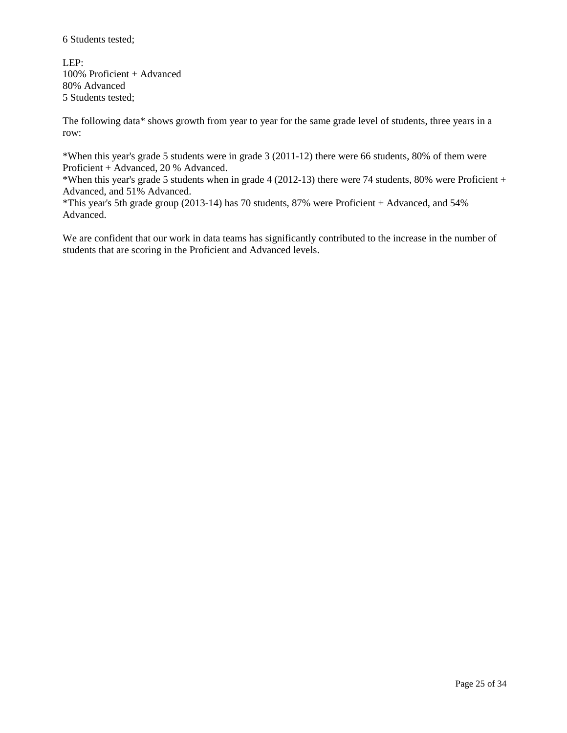6 Students tested;

LEP:
100% Proficient + Advanced
80% Advanced
5 Students tested;

The following data* shows growth from year to year for the same grade level of students, three years in a row:

*When this year's grade 5 students were in grade 3 (2011-12) there were 66 students, 80% of them were Proficient + Advanced, 20 % Advanced.
*When this year's grade 5 students when in grade 4 (2012-13) there were 74 students, 80% were Proficient + Advanced, and 51% Advanced.
*This year's 5th grade group (2013-14) has 70 students, 87% were Proficient + Advanced, and 54% Advanced.

We are confident that our work in data teams has significantly contributed to the increase in the number of students that are scoring in the Proficient and Advanced levels.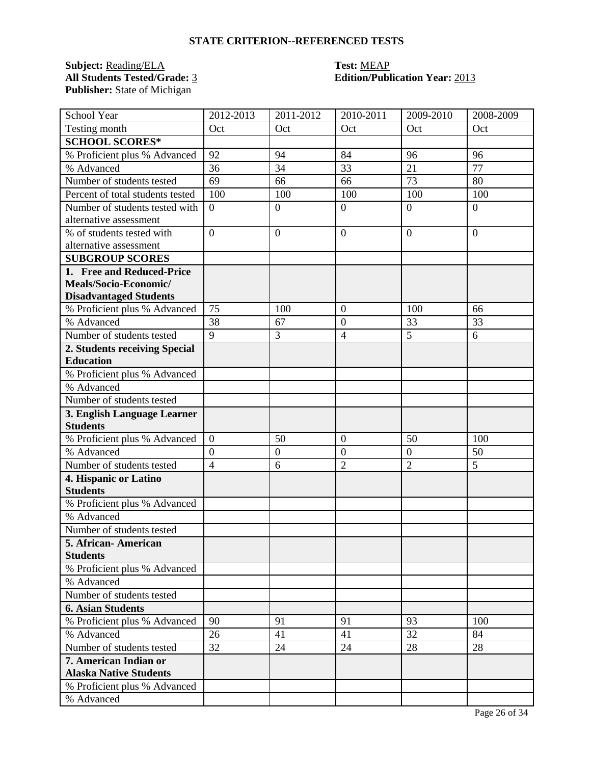## STATE CRITERION--REFERENCED TESTS

**Subject:** Reading/ELA
**All Students Tested/Grade:** 3
**Publisher:** State of Michigan

**Test:** MEAP
**Edition/Publication Year:** 2013

| School Year | 2012-2013 | 2011-2012 | 2010-2011 | 2009-2010 | 2008-2009 |
|---|---|---|---|---|---|
| Testing month | Oct | Oct | Oct | Oct | Oct |
| **SCHOOL SCORES*** | | | | | |
| % Proficient plus % Advanced | 92 | 94 | 84 | 96 | 96 |
| % Advanced | 36 | 34 | 33 | 21 | 77 |
| Number of students tested | 69 | 66 | 66 | 73 | 80 |
| Percent of total students tested | 100 | 100 | 100 | 100 | 100 |
| Number of students tested with alternative assessment | 0 | 0 | 0 | 0 | 0 |
| % of students tested with alternative assessment | 0 | 0 | 0 | 0 | 0 |
| **SUBGROUP SCORES** | | | | | |
| **1. Free and Reduced-Price Meals/Socio-Economic/ Disadvantaged Students** | | | | | |
| % Proficient plus % Advanced | 75 | 100 | 0 | 100 | 66 |
| % Advanced | 38 | 67 | 0 | 33 | 33 |
| Number of students tested | 9 | 3 | 4 | 5 | 6 |
| **2. Students receiving Special Education** | | | | | |
| % Proficient plus % Advanced | | | | | |
| % Advanced | | | | | |
| Number of students tested | | | | | |
| **3. English Language Learner Students** | | | | | |
| % Proficient plus % Advanced | 0 | 50 | 0 | 50 | 100 |
| % Advanced | 0 | 0 | 0 | 0 | 50 |
| Number of students tested | 4 | 6 | 2 | 2 | 5 |
| **4. Hispanic or Latino Students** | | | | | |
| % Proficient plus % Advanced | | | | | |
| % Advanced | | | | | |
| Number of students tested | | | | | |
| **5. African- American Students** | | | | | |
| % Proficient plus % Advanced | | | | | |
| % Advanced | | | | | |
| Number of students tested | | | | | |
| **6. Asian Students** | | | | | |
| % Proficient plus % Advanced | 90 | 91 | 91 | 93 | 100 |
| % Advanced | 26 | 41 | 41 | 32 | 84 |
| Number of students tested | 32 | 24 | 24 | 28 | 28 |
| **7. American Indian or Alaska Native Students** | | | | | |
| % Proficient plus % Advanced | | | | | |
| % Advanced | | | | | |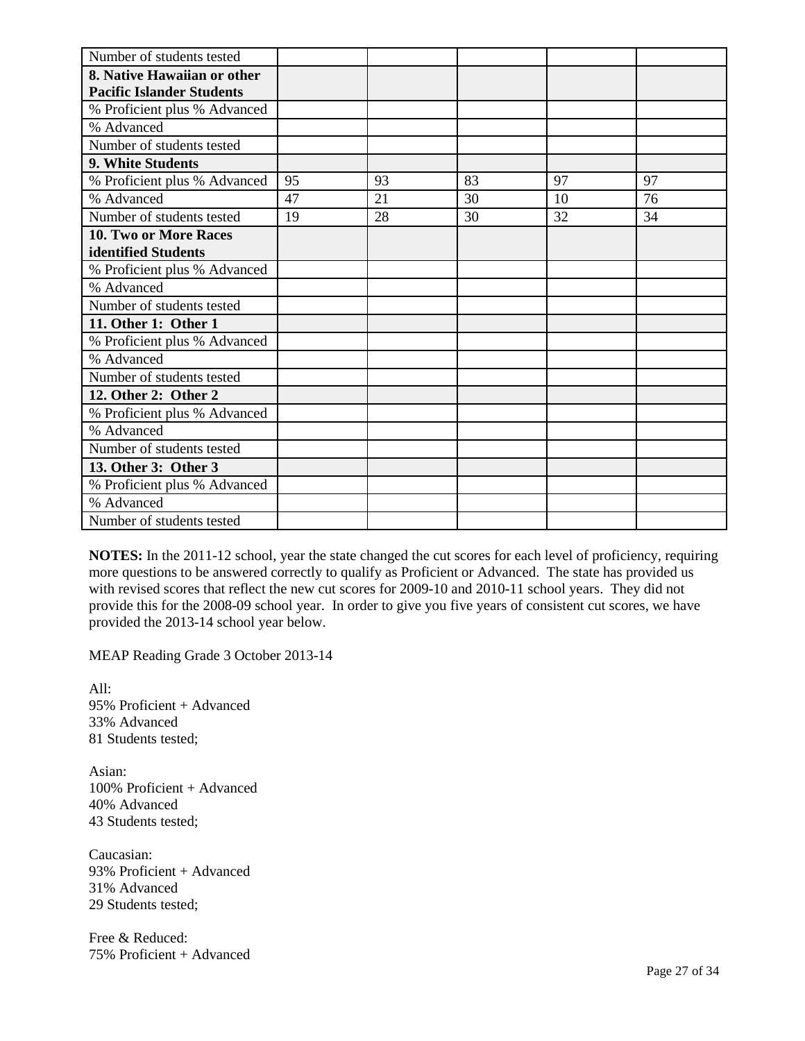| | | | | | |
|---|---|---|---|---|---|
| Number of students tested | | | | | |
| **8. Native Hawaiian or other Pacific Islander Students** | | | | | |
| % Proficient plus % Advanced | | | | | |
| % Advanced | | | | | |
| Number of students tested | | | | | |
| **9. White Students** | | | | | |
| % Proficient plus % Advanced | 95 | 93 | 83 | 97 | 97 |
| % Advanced | 47 | 21 | 30 | 10 | 76 |
| Number of students tested | 19 | 28 | 30 | 32 | 34 |
| **10. Two or More Races identified Students** | | | | | |
| % Proficient plus % Advanced | | | | | |
| % Advanced | | | | | |
| Number of students tested | | | | | |
| **11. Other 1: Other 1** | | | | | |
| % Proficient plus % Advanced | | | | | |
| % Advanced | | | | | |
| Number of students tested | | | | | |
| **12. Other 2: Other 2** | | | | | |
| % Proficient plus % Advanced | | | | | |
| % Advanced | | | | | |
| Number of students tested | | | | | |
| **13. Other 3: Other 3** | | | | | |
| % Proficient plus % Advanced | | | | | |
| % Advanced | | | | | |
| Number of students tested | | | | | |

**NOTES:** In the 2011-12 school, year the state changed the cut scores for each level of proficiency, requiring more questions to be answered correctly to qualify as Proficient or Advanced. The state has provided us with revised scores that reflect the new cut scores for 2009-10 and 2010-11 school years. They did not provide this for the 2008-09 school year. In order to give you five years of consistent cut scores, we have provided the 2013-14 school year below.

MEAP Reading Grade 3 October 2013-14

All:
95% Proficient + Advanced
33% Advanced
81 Students tested;

Asian:
100% Proficient + Advanced
40% Advanced
43 Students tested;

Caucasian:
93% Proficient + Advanced
31% Advanced
29 Students tested;

Free & Reduced:
75% Proficient + Advanced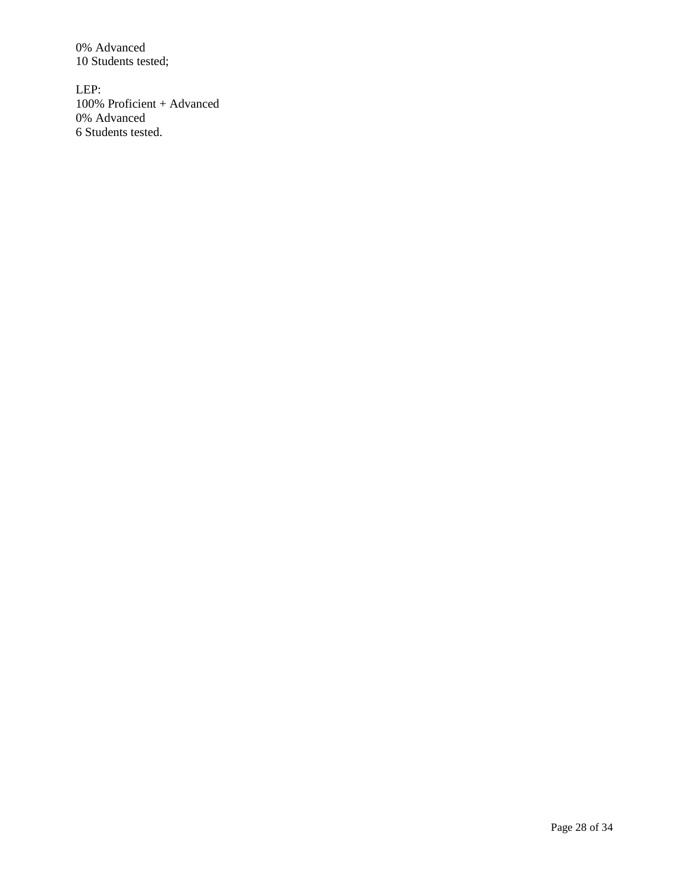0% Advanced
10 Students tested;

LEP:
100% Proficient + Advanced
0% Advanced
6 Students tested.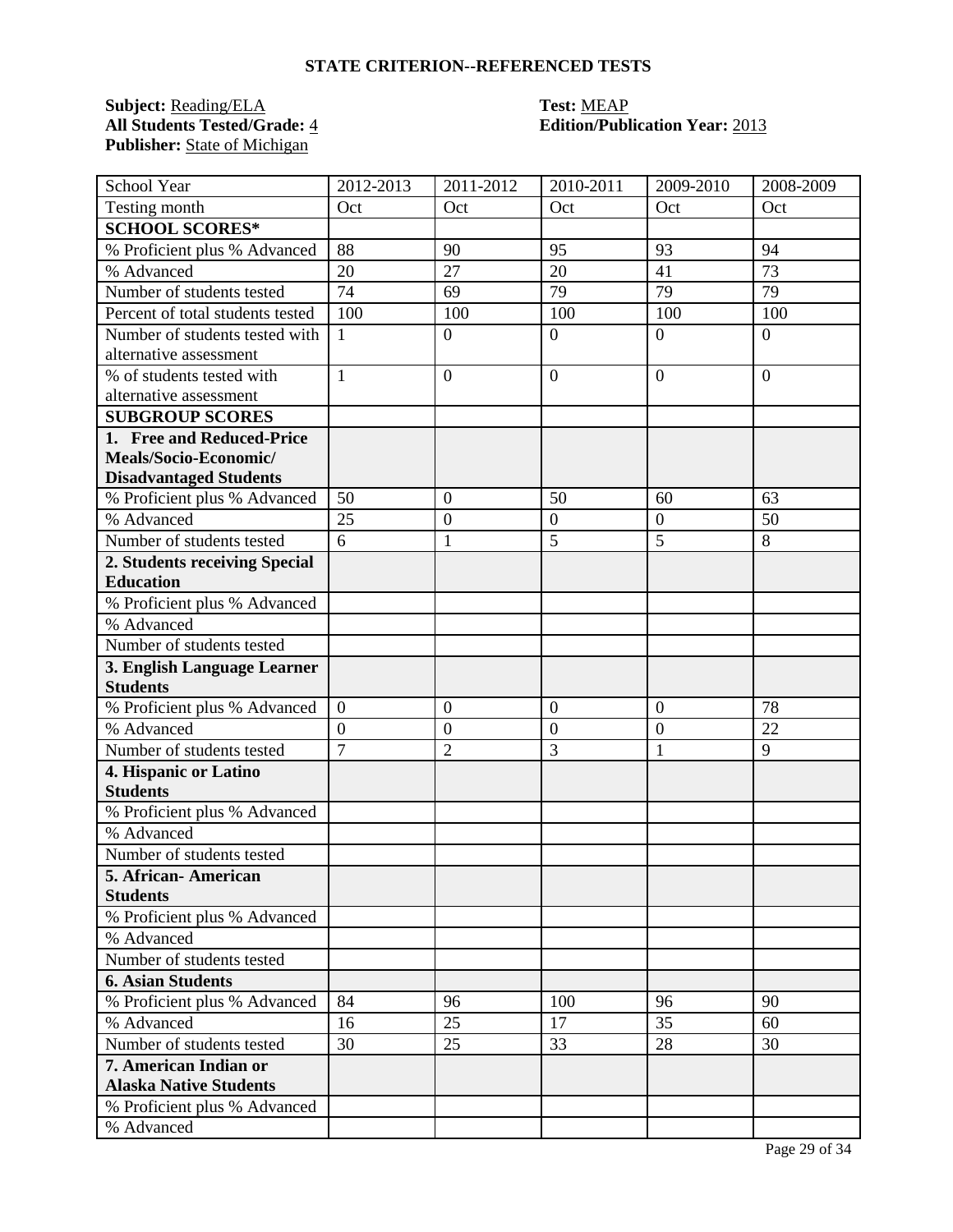## STATE CRITERION--REFERENCED TESTS

**Subject:** Reading/ELA
**All Students Tested/Grade:** 4
**Publisher:** State of Michigan

**Test:** MEAP
**Edition/Publication Year:** 2013

| School Year | 2012-2013 | 2011-2012 | 2010-2011 | 2009-2010 | 2008-2009 |
|---|---|---|---|---|---|
| Testing month | Oct | Oct | Oct | Oct | Oct |
| **SCHOOL SCORES*** | | | | | |
| % Proficient plus % Advanced | 88 | 90 | 95 | 93 | 94 |
| % Advanced | 20 | 27 | 20 | 41 | 73 |
| Number of students tested | 74 | 69 | 79 | 79 | 79 |
| Percent of total students tested | 100 | 100 | 100 | 100 | 100 |
| Number of students tested with alternative assessment | 1 | 0 | 0 | 0 | 0 |
| % of students tested with alternative assessment | 1 | 0 | 0 | 0 | 0 |
| **SUBGROUP SCORES** | | | | | |
| **1. Free and Reduced-Price Meals/Socio-Economic/ Disadvantaged Students** | | | | | |
| % Proficient plus % Advanced | 50 | 0 | 50 | 60 | 63 |
| % Advanced | 25 | 0 | 0 | 0 | 50 |
| Number of students tested | 6 | 1 | 5 | 5 | 8 |
| **2. Students receiving Special Education** | | | | | |
| % Proficient plus % Advanced | | | | | |
| % Advanced | | | | | |
| Number of students tested | | | | | |
| **3. English Language Learner Students** | | | | | |
| % Proficient plus % Advanced | 0 | 0 | 0 | 0 | 78 |
| % Advanced | 0 | 0 | 0 | 0 | 22 |
| Number of students tested | 7 | 2 | 3 | 1 | 9 |
| **4. Hispanic or Latino Students** | | | | | |
| % Proficient plus % Advanced | | | | | |
| % Advanced | | | | | |
| Number of students tested | | | | | |
| **5. African- American Students** | | | | | |
| % Proficient plus % Advanced | | | | | |
| % Advanced | | | | | |
| Number of students tested | | | | | |
| **6. Asian Students** | | | | | |
| % Proficient plus % Advanced | 84 | 96 | 100 | 96 | 90 |
| % Advanced | 16 | 25 | 17 | 35 | 60 |
| Number of students tested | 30 | 25 | 33 | 28 | 30 |
| **7. American Indian or Alaska Native Students** | | | | | |
| % Proficient plus % Advanced | | | | | |
| % Advanced | | | | | |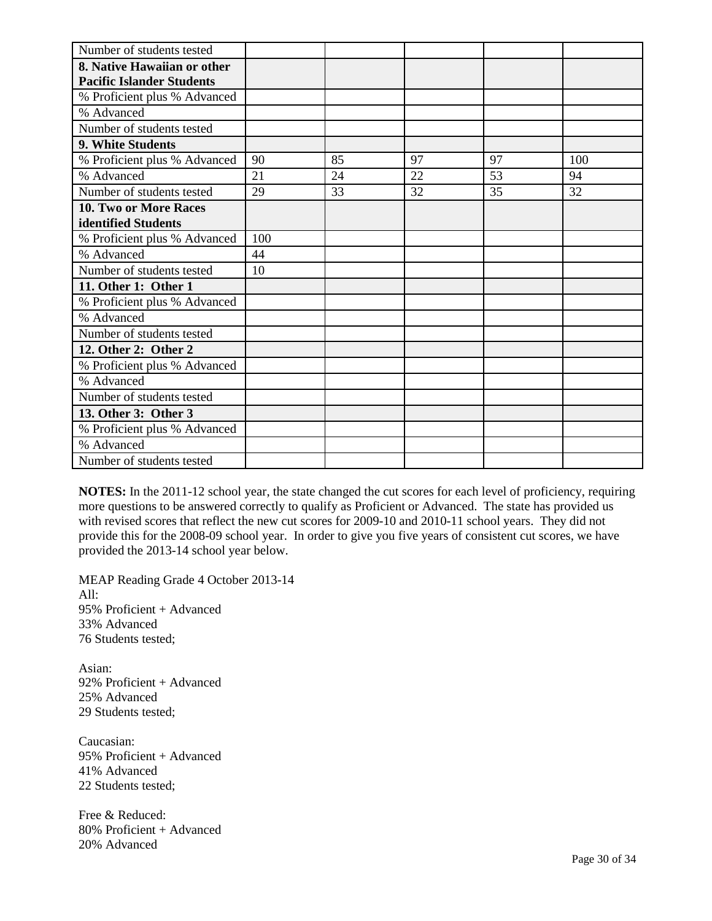| Number of students tested | | | | | |
|---|---|---|---|---|---|
| **8. Native Hawaiian or other Pacific Islander Students** | | | | | |
| % Proficient plus % Advanced | | | | | |
| % Advanced | | | | | |
| Number of students tested | | | | | |
| **9. White Students** | | | | | |
| % Proficient plus % Advanced | 90 | 85 | 97 | 97 | 100 |
| % Advanced | 21 | 24 | 22 | 53 | 94 |
| Number of students tested | 29 | 33 | 32 | 35 | 32 |
| **10. Two or More Races identified Students** | | | | | |
| % Proficient plus % Advanced | 100 | | | | |
| % Advanced | 44 | | | | |
| Number of students tested | 10 | | | | |
| **11. Other 1: Other 1** | | | | | |
| % Proficient plus % Advanced | | | | | |
| % Advanced | | | | | |
| Number of students tested | | | | | |
| **12. Other 2: Other 2** | | | | | |
| % Proficient plus % Advanced | | | | | |
| % Advanced | | | | | |
| Number of students tested | | | | | |
| **13. Other 3: Other 3** | | | | | |
| % Proficient plus % Advanced | | | | | |
| % Advanced | | | | | |
| Number of students tested | | | | | |

**NOTES:** In the 2011-12 school year, the state changed the cut scores for each level of proficiency, requiring more questions to be answered correctly to qualify as Proficient or Advanced. The state has provided us with revised scores that reflect the new cut scores for 2009-10 and 2010-11 school years. They did not provide this for the 2008-09 school year. In order to give you five years of consistent cut scores, we have provided the 2013-14 school year below.

MEAP Reading Grade 4 October 2013-14
All:
95% Proficient + Advanced
33% Advanced
76 Students tested;

Asian:
92% Proficient + Advanced
25% Advanced
29 Students tested;

Caucasian:
95% Proficient + Advanced
41% Advanced
22 Students tested;

Free & Reduced:
80% Proficient + Advanced
20% Advanced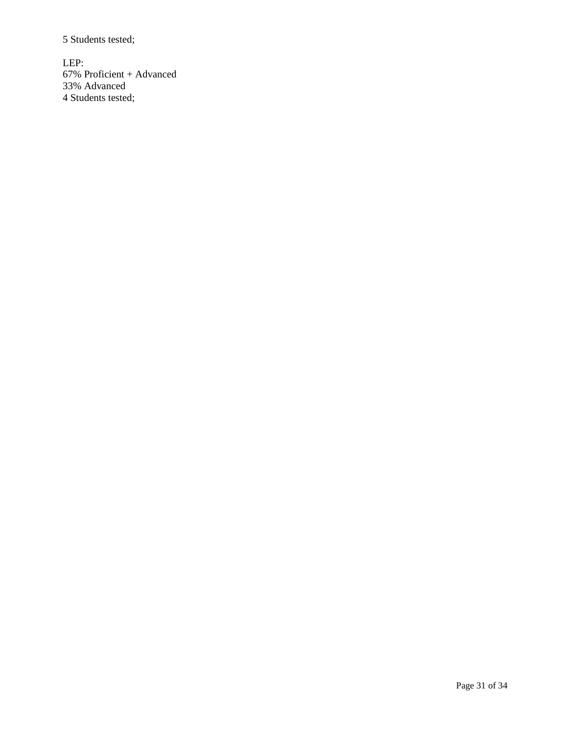5 Students tested;

LEP:
67% Proficient + Advanced
33% Advanced
4 Students tested;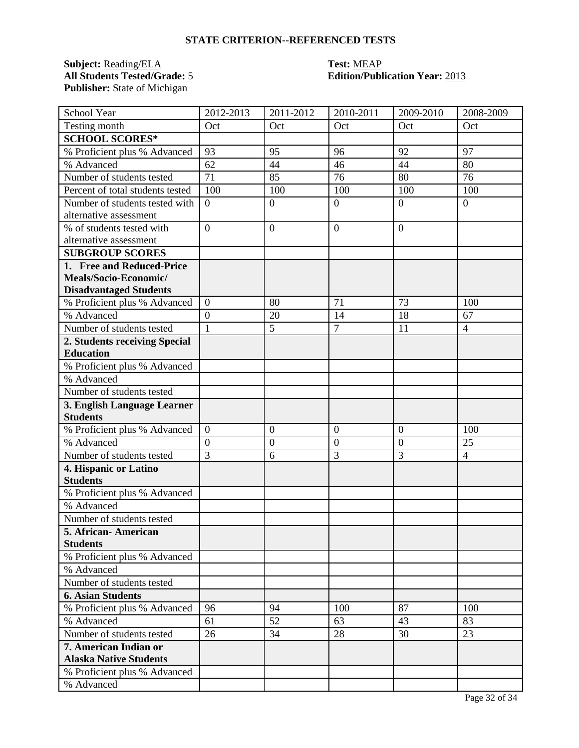## STATE CRITERION--REFERENCED TESTS

**Subject:** Reading/ELA
**All Students Tested/Grade:** 5
**Publisher:** State of Michigan

**Test:** MEAP
**Edition/Publication Year:** 2013

| School Year | 2012-2013 | 2011-2012 | 2010-2011 | 2009-2010 | 2008-2009 |
|---|---|---|---|---|---|
| Testing month | Oct | Oct | Oct | Oct | Oct |
| **SCHOOL SCORES*** | | | | | |
| % Proficient plus % Advanced | 93 | 95 | 96 | 92 | 97 |
| % Advanced | 62 | 44 | 46 | 44 | 80 |
| Number of students tested | 71 | 85 | 76 | 80 | 76 |
| Percent of total students tested | 100 | 100 | 100 | 100 | 100 |
| Number of students tested with alternative assessment | 0 | 0 | 0 | 0 | 0 |
| % of students tested with alternative assessment | 0 | 0 | 0 | 0 | |
| **SUBGROUP SCORES** | | | | | |
| **1. Free and Reduced-Price Meals/Socio-Economic/ Disadvantaged Students** | | | | | |
| % Proficient plus % Advanced | 0 | 80 | 71 | 73 | 100 |
| % Advanced | 0 | 20 | 14 | 18 | 67 |
| Number of students tested | 1 | 5 | 7 | 11 | 4 |
| **2. Students receiving Special Education** | | | | | |
| % Proficient plus % Advanced | | | | | |
| % Advanced | | | | | |
| Number of students tested | | | | | |
| **3. English Language Learner Students** | | | | | |
| % Proficient plus % Advanced | 0 | 0 | 0 | 0 | 100 |
| % Advanced | 0 | 0 | 0 | 0 | 25 |
| Number of students tested | 3 | 6 | 3 | 3 | 4 |
| **4. Hispanic or Latino Students** | | | | | |
| % Proficient plus % Advanced | | | | | |
| % Advanced | | | | | |
| Number of students tested | | | | | |
| **5. African- American Students** | | | | | |
| % Proficient plus % Advanced | | | | | |
| % Advanced | | | | | |
| Number of students tested | | | | | |
| **6. Asian Students** | | | | | |
| % Proficient plus % Advanced | 96 | 94 | 100 | 87 | 100 |
| % Advanced | 61 | 52 | 63 | 43 | 83 |
| Number of students tested | 26 | 34 | 28 | 30 | 23 |
| **7. American Indian or Alaska Native Students** | | | | | |
| % Proficient plus % Advanced | | | | | |
| % Advanced | | | | | |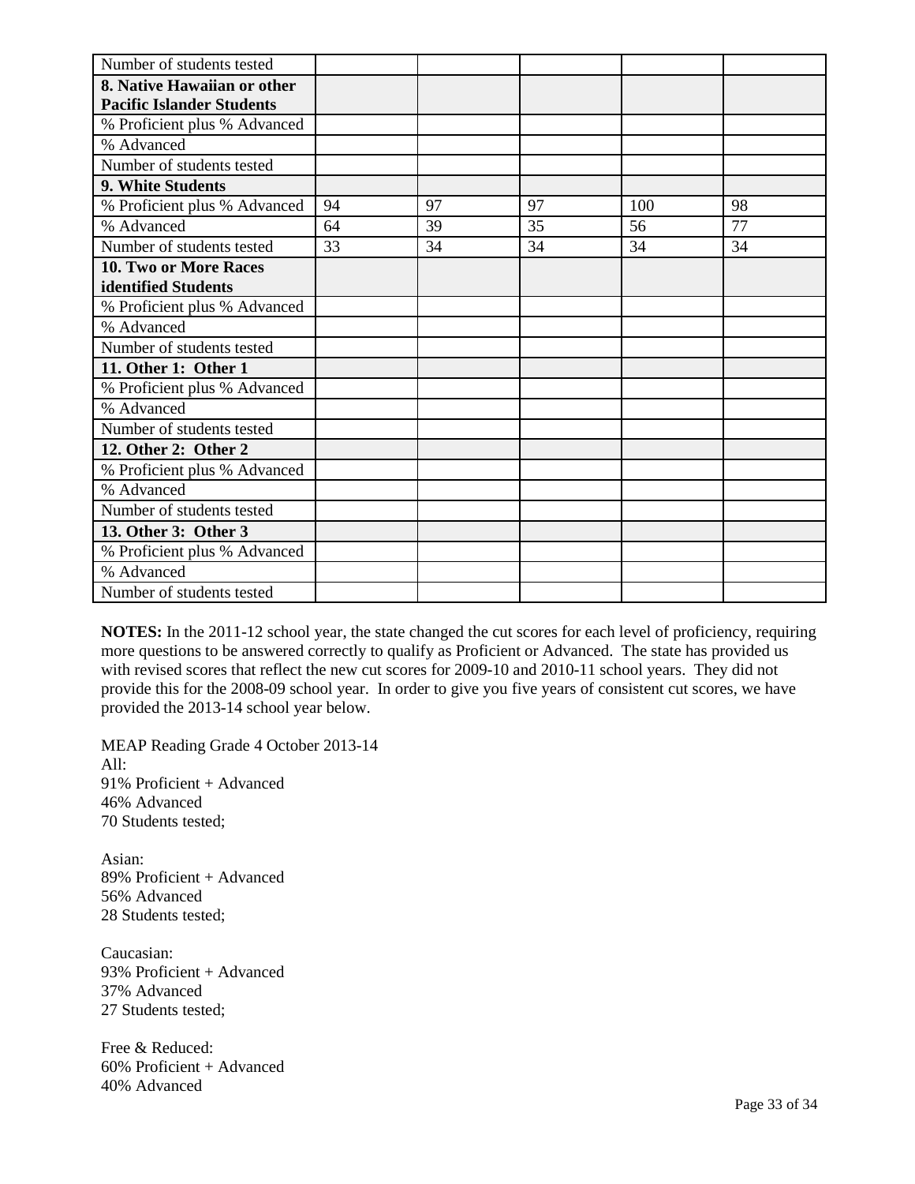| | | | | | |
|---|---|---|---|---|---|
| Number of students tested | | | | | |
| **8. Native Hawaiian or other Pacific Islander Students** | | | | | |
| % Proficient plus % Advanced | | | | | |
| % Advanced | | | | | |
| Number of students tested | | | | | |
| **9. White Students** | | | | | |
| % Proficient plus % Advanced | 94 | 97 | 97 | 100 | 98 |
| % Advanced | 64 | 39 | 35 | 56 | 77 |
| Number of students tested | 33 | 34 | 34 | 34 | 34 |
| **10. Two or More Races identified Students** | | | | | |
| % Proficient plus % Advanced | | | | | |
| % Advanced | | | | | |
| Number of students tested | | | | | |
| **11. Other 1: Other 1** | | | | | |
| % Proficient plus % Advanced | | | | | |
| % Advanced | | | | | |
| Number of students tested | | | | | |
| **12. Other 2: Other 2** | | | | | |
| % Proficient plus % Advanced | | | | | |
| % Advanced | | | | | |
| Number of students tested | | | | | |
| **13. Other 3: Other 3** | | | | | |
| % Proficient plus % Advanced | | | | | |
| % Advanced | | | | | |
| Number of students tested | | | | | |

**NOTES:** In the 2011-12 school year, the state changed the cut scores for each level of proficiency, requiring more questions to be answered correctly to qualify as Proficient or Advanced. The state has provided us with revised scores that reflect the new cut scores for 2009-10 and 2010-11 school years. They did not provide this for the 2008-09 school year. In order to give you five years of consistent cut scores, we have provided the 2013-14 school year below.

MEAP Reading Grade 4 October 2013-14
All:
91% Proficient + Advanced
46% Advanced
70 Students tested;

Asian:
89% Proficient + Advanced
56% Advanced
28 Students tested;

Caucasian:
93% Proficient + Advanced
37% Advanced
27 Students tested;

Free & Reduced:
60% Proficient + Advanced
40% Advanced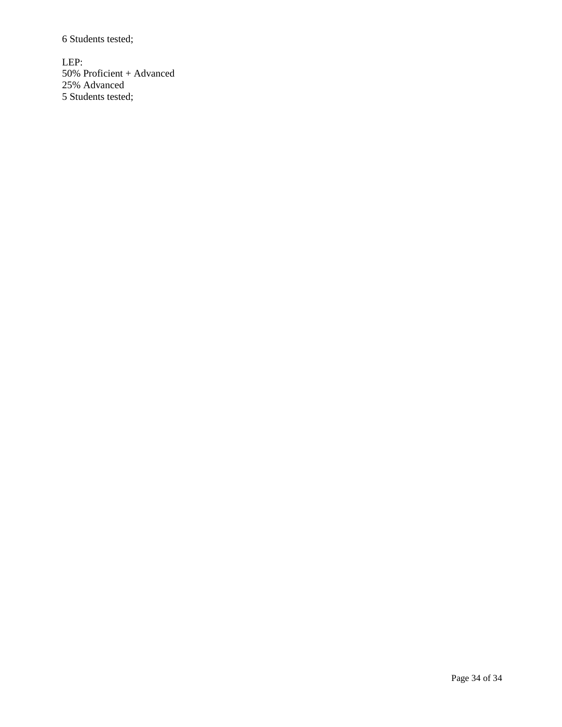6 Students tested;

LEP:
50% Proficient + Advanced
25% Advanced
5 Students tested;